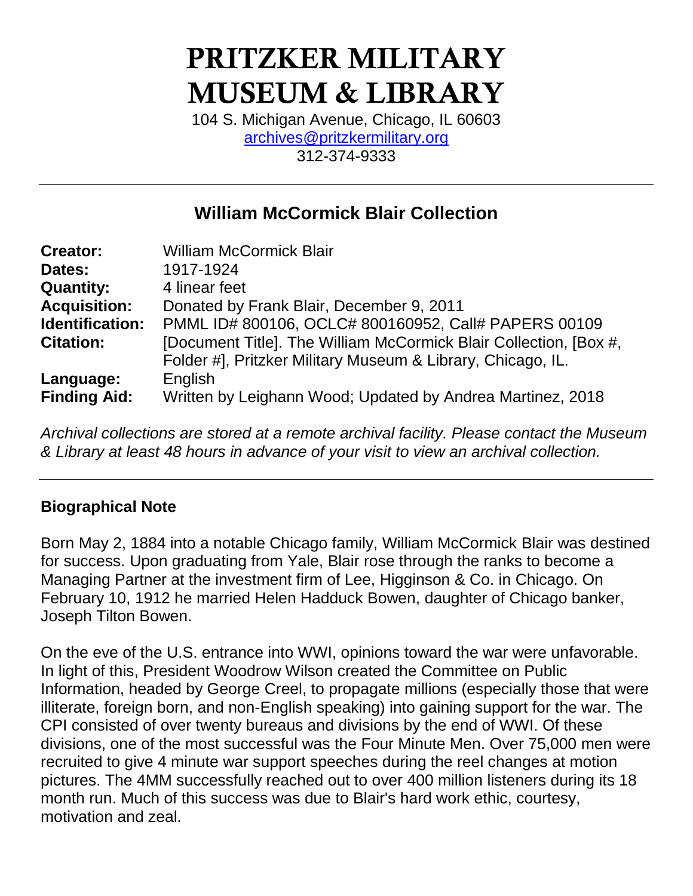# PRITZKER MILITARY MUSEUM & LIBRARY

104 S. Michigan Avenue, Chicago, IL 60603
archives@pritzkermilitary.org
312-374-9333

---

## William McCormick Blair Collection

| | |
|---|---|
| **Creator:** | William McCormick Blair |
| **Dates:** | 1917-1924 |
| **Quantity:** | 4 linear feet |
| **Acquisition:** | Donated by Frank Blair, December 9, 2011 |
| **Identification:** | PMML ID# 800106, OCLC# 800160952, Call# PAPERS 00109 |
| **Citation:** | [Document Title]. The William McCormick Blair Collection, [Box #, Folder #], Pritzker Military Museum & Library, Chicago, IL. |
| **Language:** | English |
| **Finding Aid:** | Written by Leighann Wood; Updated by Andrea Martinez, 2018 |

*Archival collections are stored at a remote archival facility. Please contact the Museum & Library at least 48 hours in advance of your visit to view an archival collection.*

---

### Biographical Note

Born May 2, 1884 into a notable Chicago family, William McCormick Blair was destined for success. Upon graduating from Yale, Blair rose through the ranks to become a Managing Partner at the investment firm of Lee, Higginson & Co. in Chicago. On February 10, 1912 he married Helen Hadduck Bowen, daughter of Chicago banker, Joseph Tilton Bowen.

On the eve of the U.S. entrance into WWI, opinions toward the war were unfavorable. In light of this, President Woodrow Wilson created the Committee on Public Information, headed by George Creel, to propagate millions (especially those that were illiterate, foreign born, and non-English speaking) into gaining support for the war. The CPI consisted of over twenty bureaus and divisions by the end of WWI. Of these divisions, one of the most successful was the Four Minute Men. Over 75,000 men were recruited to give 4 minute war support speeches during the reel changes at motion pictures. The 4MM successfully reached out to over 400 million listeners during its 18 month run. Much of this success was due to Blair's hard work ethic, courtesy, motivation and zeal.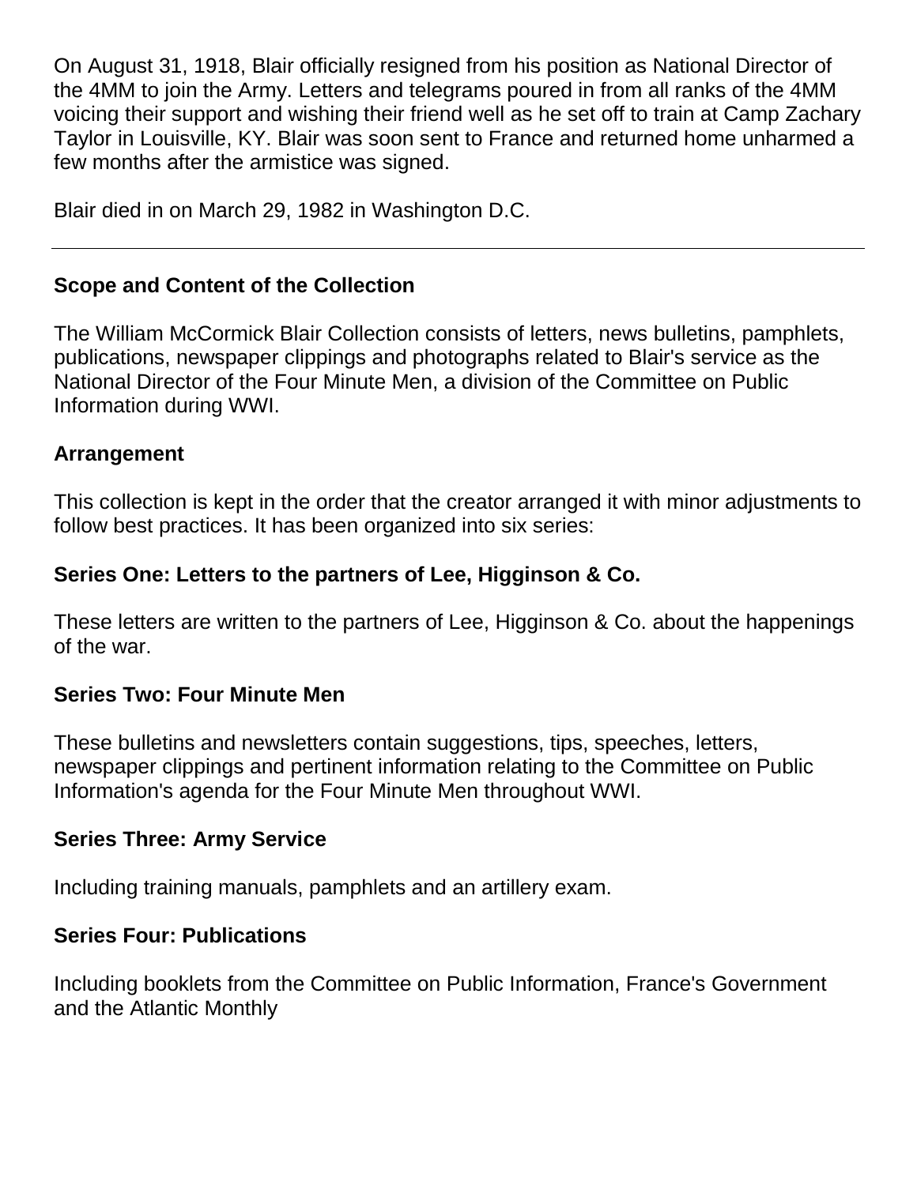On August 31, 1918, Blair officially resigned from his position as National Director of the 4MM to join the Army. Letters and telegrams poured in from all ranks of the 4MM voicing their support and wishing their friend well as he set off to train at Camp Zachary Taylor in Louisville, KY. Blair was soon sent to France and returned home unharmed a few months after the armistice was signed.

Blair died in on March 29, 1982 in Washington D.C.

---

## Scope and Content of the Collection

The William McCormick Blair Collection consists of letters, news bulletins, pamphlets, publications, newspaper clippings and photographs related to Blair's service as the National Director of the Four Minute Men, a division of the Committee on Public Information during WWI.

## Arrangement

This collection is kept in the order that the creator arranged it with minor adjustments to follow best practices. It has been organized into six series:

### Series One: Letters to the partners of Lee, Higginson & Co.

These letters are written to the partners of Lee, Higginson & Co. about the happenings of the war.

### Series Two: Four Minute Men

These bulletins and newsletters contain suggestions, tips, speeches, letters, newspaper clippings and pertinent information relating to the Committee on Public Information's agenda for the Four Minute Men throughout WWI.

### Series Three: Army Service

Including training manuals, pamphlets and an artillery exam.

### Series Four: Publications

Including booklets from the Committee on Public Information, France's Government and the Atlantic Monthly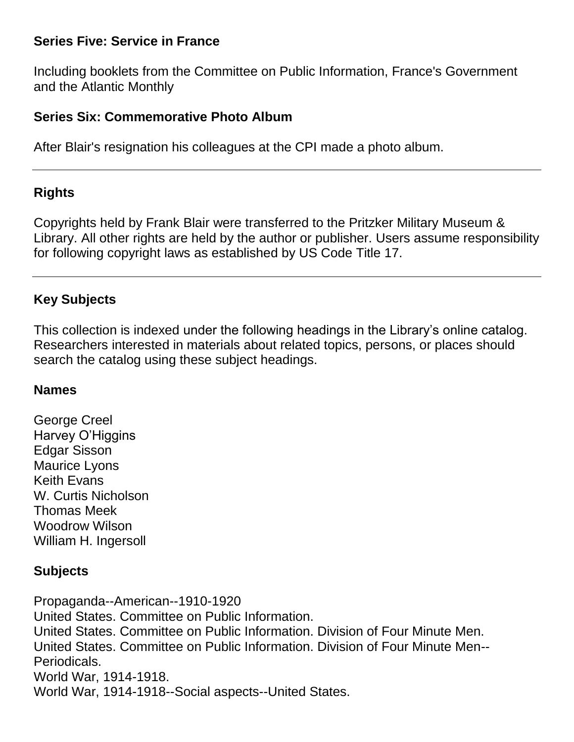### Series Five: Service in France

Including booklets from the Committee on Public Information, France's Government and the Atlantic Monthly

### Series Six: Commemorative Photo Album

After Blair's resignation his colleagues at the CPI made a photo album.

---

## Rights

Copyrights held by Frank Blair were transferred to the Pritzker Military Museum & Library. All other rights are held by the author or publisher. Users assume responsibility for following copyright laws as established by US Code Title 17.

---

## Key Subjects

This collection is indexed under the following headings in the Library's online catalog. Researchers interested in materials about related topics, persons, or places should search the catalog using these subject headings.

### Names

George Creel
Harvey O'Higgins
Edgar Sisson
Maurice Lyons
Keith Evans
W. Curtis Nicholson
Thomas Meek
Woodrow Wilson
William H. Ingersoll

### Subjects

Propaganda--American--1910-1920
United States. Committee on Public Information.
United States. Committee on Public Information. Division of Four Minute Men.
United States. Committee on Public Information. Division of Four Minute Men--Periodicals.
World War, 1914-1918.
World War, 1914-1918--Social aspects--United States.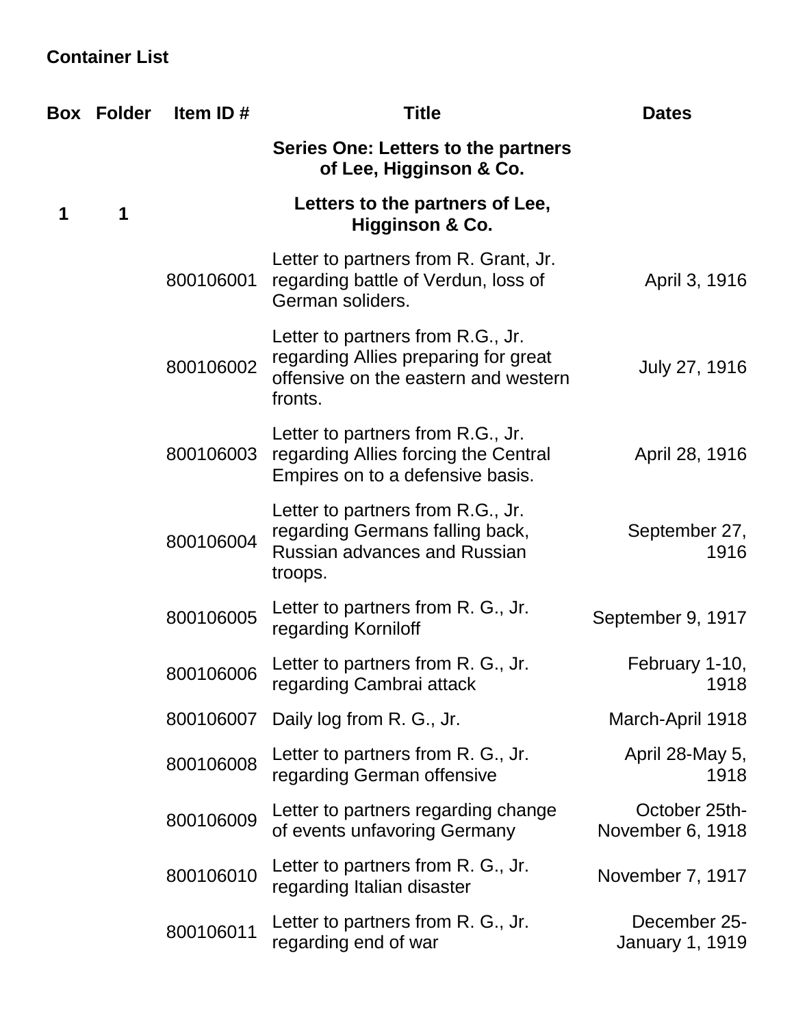## Container List

| Box | Folder | Item ID # | Title | Dates |
|---|---|---|---|---|
| | | | **Series One: Letters to the partners of Lee, Higginson & Co.** | |
| **1** | **1** | | **Letters to the partners of Lee, Higginson & Co.** | |
| | | 800106001 | Letter to partners from R. Grant, Jr. regarding battle of Verdun, loss of German soliders. | April 3, 1916 |
| | | 800106002 | Letter to partners from R.G., Jr. regarding Allies preparing for great offensive on the eastern and western fronts. | July 27, 1916 |
| | | 800106003 | Letter to partners from R.G., Jr. regarding Allies forcing the Central Empires on to a defensive basis. | April 28, 1916 |
| | | 800106004 | Letter to partners from R.G., Jr. regarding Germans falling back, Russian advances and Russian troops. | September 27, 1916 |
| | | 800106005 | Letter to partners from R. G., Jr. regarding Korniloff | September 9, 1917 |
| | | 800106006 | Letter to partners from R. G., Jr. regarding Cambrai attack | February 1-10, 1918 |
| | | 800106007 | Daily log from R. G., Jr. | March-April 1918 |
| | | 800106008 | Letter to partners from R. G., Jr. regarding German offensive | April 28-May 5, 1918 |
| | | 800106009 | Letter to partners regarding change of events unfavoring Germany | October 25th-November 6, 1918 |
| | | 800106010 | Letter to partners from R. G., Jr. regarding Italian disaster | November 7, 1917 |
| | | 800106011 | Letter to partners from R. G., Jr. regarding end of war | December 25-January 1, 1919 |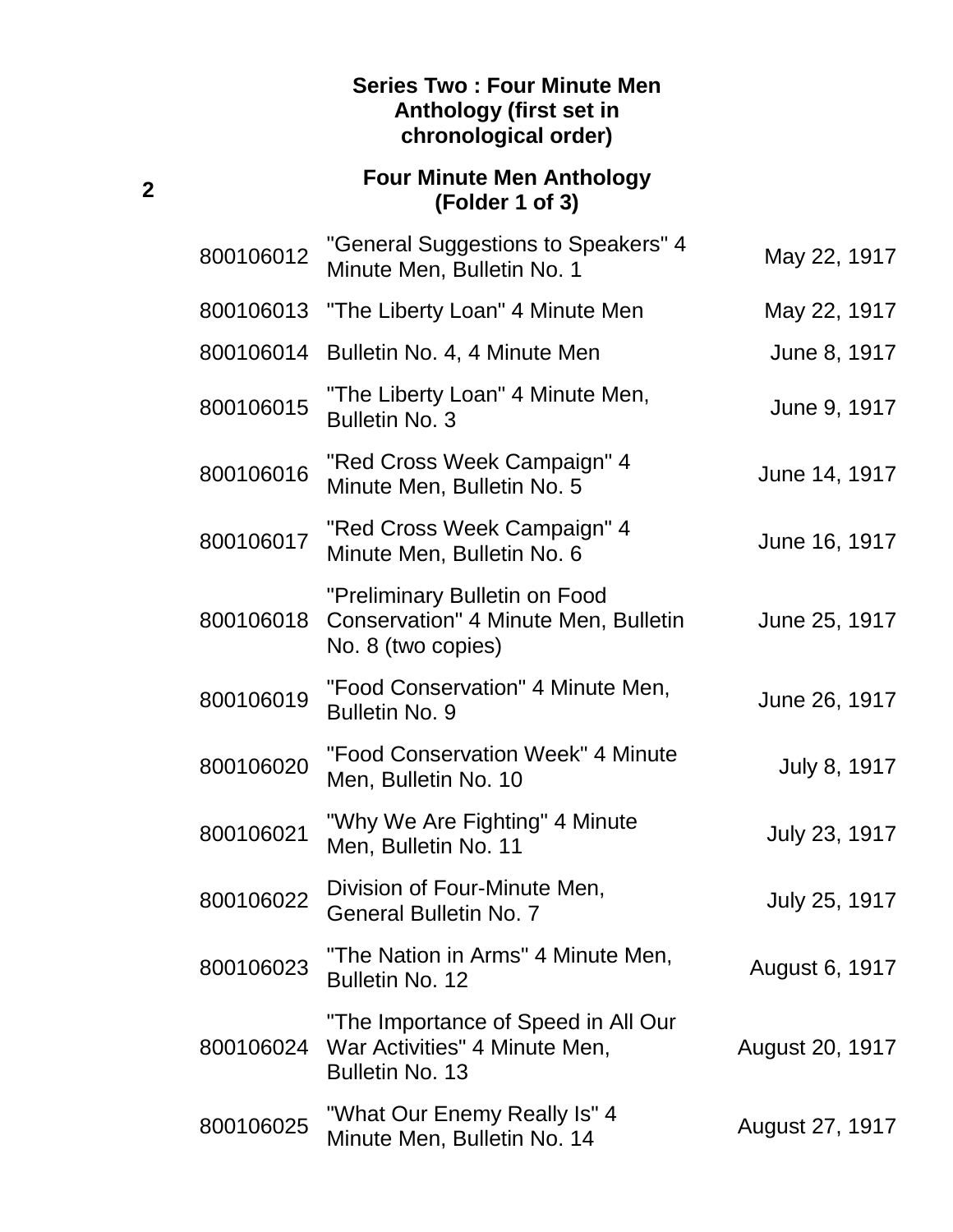### Series Two : Four Minute Men Anthology (first set in chronological order)

| Box | ID | Title | Date |
|---|---|---|---|
| 2 | | **Four Minute Men Anthology (Folder 1 of 3)** | |
| | 800106012 | "General Suggestions to Speakers" 4 Minute Men, Bulletin No. 1 | May 22, 1917 |
| | 800106013 | "The Liberty Loan" 4 Minute Men | May 22, 1917 |
| | 800106014 | Bulletin No. 4, 4 Minute Men | June 8, 1917 |
| | 800106015 | "The Liberty Loan" 4 Minute Men, Bulletin No. 3 | June 9, 1917 |
| | 800106016 | "Red Cross Week Campaign" 4 Minute Men, Bulletin No. 5 | June 14, 1917 |
| | 800106017 | "Red Cross Week Campaign" 4 Minute Men, Bulletin No. 6 | June 16, 1917 |
| | 800106018 | "Preliminary Bulletin on Food Conservation" 4 Minute Men, Bulletin No. 8 (two copies) | June 25, 1917 |
| | 800106019 | "Food Conservation" 4 Minute Men, Bulletin No. 9 | June 26, 1917 |
| | 800106020 | "Food Conservation Week" 4 Minute Men, Bulletin No. 10 | July 8, 1917 |
| | 800106021 | "Why We Are Fighting" 4 Minute Men, Bulletin No. 11 | July 23, 1917 |
| | 800106022 | Division of Four-Minute Men, General Bulletin No. 7 | July 25, 1917 |
| | 800106023 | "The Nation in Arms" 4 Minute Men, Bulletin No. 12 | August 6, 1917 |
| | 800106024 | "The Importance of Speed in All Our War Activities" 4 Minute Men, Bulletin No. 13 | August 20, 1917 |
| | 800106025 | "What Our Enemy Really Is" 4 Minute Men, Bulletin No. 14 | August 27, 1917 |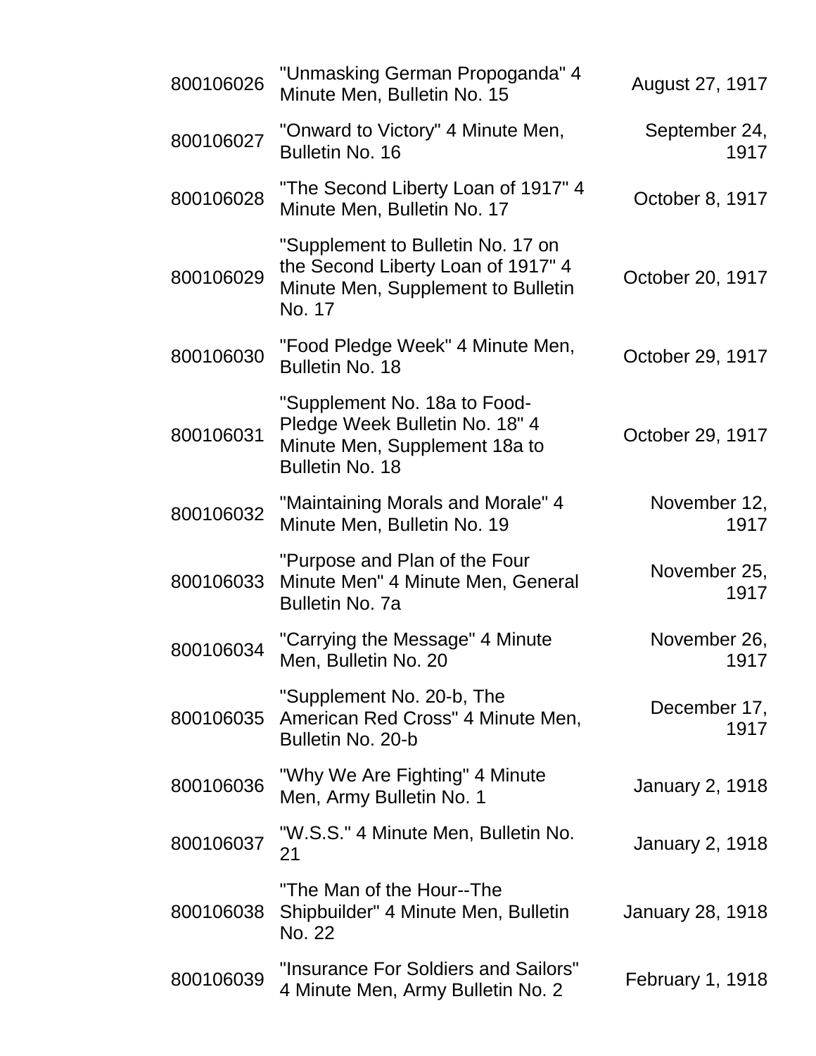| | | |
|---|---|---|
| 800106026 | "Unmasking German Propoganda" 4 Minute Men, Bulletin No. 15 | August 27, 1917 |
| 800106027 | "Onward to Victory" 4 Minute Men, Bulletin No. 16 | September 24, 1917 |
| 800106028 | "The Second Liberty Loan of 1917" 4 Minute Men, Bulletin No. 17 | October 8, 1917 |
| 800106029 | "Supplement to Bulletin No. 17 on the Second Liberty Loan of 1917" 4 Minute Men, Supplement to Bulletin No. 17 | October 20, 1917 |
| 800106030 | "Food Pledge Week" 4 Minute Men, Bulletin No. 18 | October 29, 1917 |
| 800106031 | "Supplement No. 18a to Food-Pledge Week Bulletin No. 18" 4 Minute Men, Supplement 18a to Bulletin No. 18 | October 29, 1917 |
| 800106032 | "Maintaining Morals and Morale" 4 Minute Men, Bulletin No. 19 | November 12, 1917 |
| 800106033 | "Purpose and Plan of the Four Minute Men" 4 Minute Men, General Bulletin No. 7a | November 25, 1917 |
| 800106034 | "Carrying the Message" 4 Minute Men, Bulletin No. 20 | November 26, 1917 |
| 800106035 | "Supplement No. 20-b, The American Red Cross" 4 Minute Men, Bulletin No. 20-b | December 17, 1917 |
| 800106036 | "Why We Are Fighting" 4 Minute Men, Army Bulletin No. 1 | January 2, 1918 |
| 800106037 | "W.S.S." 4 Minute Men, Bulletin No. 21 | January 2, 1918 |
| 800106038 | "The Man of the Hour--The Shipbuilder" 4 Minute Men, Bulletin No. 22 | January 28, 1918 |
| 800106039 | "Insurance For Soldiers and Sailors" 4 Minute Men, Army Bulletin No. 2 | February 1, 1918 |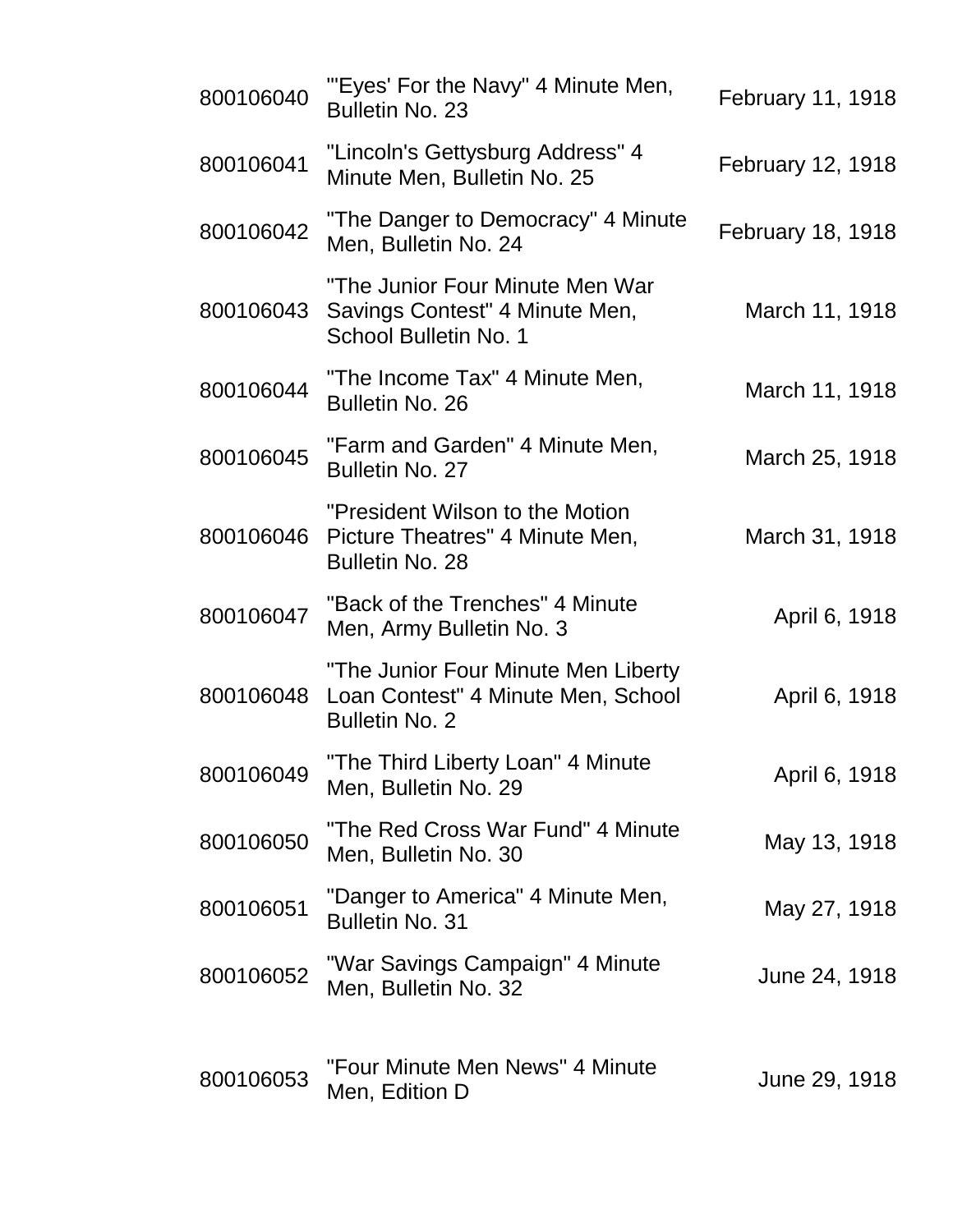| | | |
|---|---|---|
| 800106040 | "'Eyes' For the Navy" 4 Minute Men, Bulletin No. 23 | February 11, 1918 |
| 800106041 | "Lincoln's Gettysburg Address" 4 Minute Men, Bulletin No. 25 | February 12, 1918 |
| 800106042 | "The Danger to Democracy" 4 Minute Men, Bulletin No. 24 | February 18, 1918 |
| 800106043 | "The Junior Four Minute Men War Savings Contest" 4 Minute Men, School Bulletin No. 1 | March 11, 1918 |
| 800106044 | "The Income Tax" 4 Minute Men, Bulletin No. 26 | March 11, 1918 |
| 800106045 | "Farm and Garden" 4 Minute Men, Bulletin No. 27 | March 25, 1918 |
| 800106046 | "President Wilson to the Motion Picture Theatres" 4 Minute Men, Bulletin No. 28 | March 31, 1918 |
| 800106047 | "Back of the Trenches" 4 Minute Men, Army Bulletin No. 3 | April 6, 1918 |
| 800106048 | "The Junior Four Minute Men Liberty Loan Contest" 4 Minute Men, School Bulletin No. 2 | April 6, 1918 |
| 800106049 | "The Third Liberty Loan" 4 Minute Men, Bulletin No. 29 | April 6, 1918 |
| 800106050 | "The Red Cross War Fund" 4 Minute Men, Bulletin No. 30 | May 13, 1918 |
| 800106051 | "Danger to America" 4 Minute Men, Bulletin No. 31 | May 27, 1918 |
| 800106052 | "War Savings Campaign" 4 Minute Men, Bulletin No. 32 | June 24, 1918 |
| 800106053 | "Four Minute Men News" 4 Minute Men, Edition D | June 29, 1918 |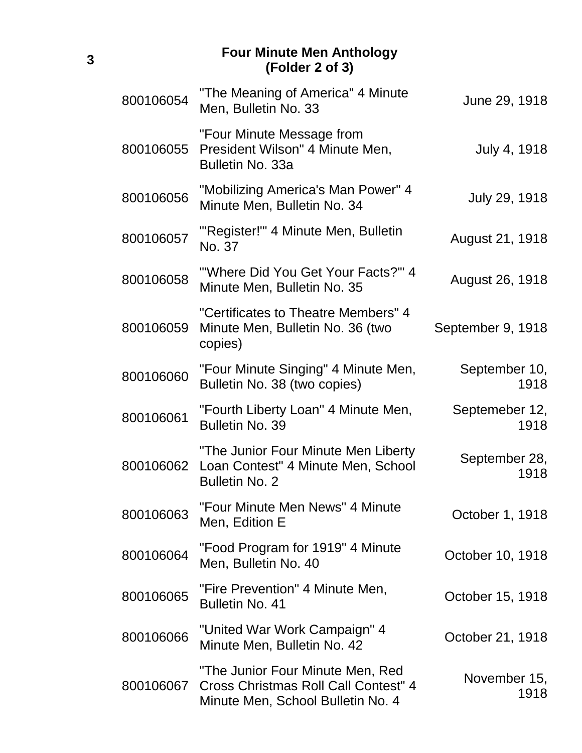3

## Four Minute Men Anthology (Folder 2 of 3)

| | | |
|---|---|---|
| 800106054 | "The Meaning of America" 4 Minute Men, Bulletin No. 33 | June 29, 1918 |
| 800106055 | "Four Minute Message from President Wilson" 4 Minute Men, Bulletin No. 33a | July 4, 1918 |
| 800106056 | "Mobilizing America's Man Power" 4 Minute Men, Bulletin No. 34 | July 29, 1918 |
| 800106057 | "'Register!'" 4 Minute Men, Bulletin No. 37 | August 21, 1918 |
| 800106058 | "'Where Did You Get Your Facts?'" 4 Minute Men, Bulletin No. 35 | August 26, 1918 |
| 800106059 | "Certificates to Theatre Members" 4 Minute Men, Bulletin No. 36 (two copies) | September 9, 1918 |
| 800106060 | "Four Minute Singing" 4 Minute Men, Bulletin No. 38 (two copies) | September 10, 1918 |
| 800106061 | "Fourth Liberty Loan" 4 Minute Men, Bulletin No. 39 | Septemeber 12, 1918 |
| 800106062 | "The Junior Four Minute Men Liberty Loan Contest" 4 Minute Men, School Bulletin No. 2 | September 28, 1918 |
| 800106063 | "Four Minute Men News" 4 Minute Men, Edition E | October 1, 1918 |
| 800106064 | "Food Program for 1919" 4 Minute Men, Bulletin No. 40 | October 10, 1918 |
| 800106065 | "Fire Prevention" 4 Minute Men, Bulletin No. 41 | October 15, 1918 |
| 800106066 | "United War Work Campaign" 4 Minute Men, Bulletin No. 42 | October 21, 1918 |
| 800106067 | "The Junior Four Minute Men, Red Cross Christmas Roll Call Contest" 4 Minute Men, School Bulletin No. 4 | November 15, 1918 |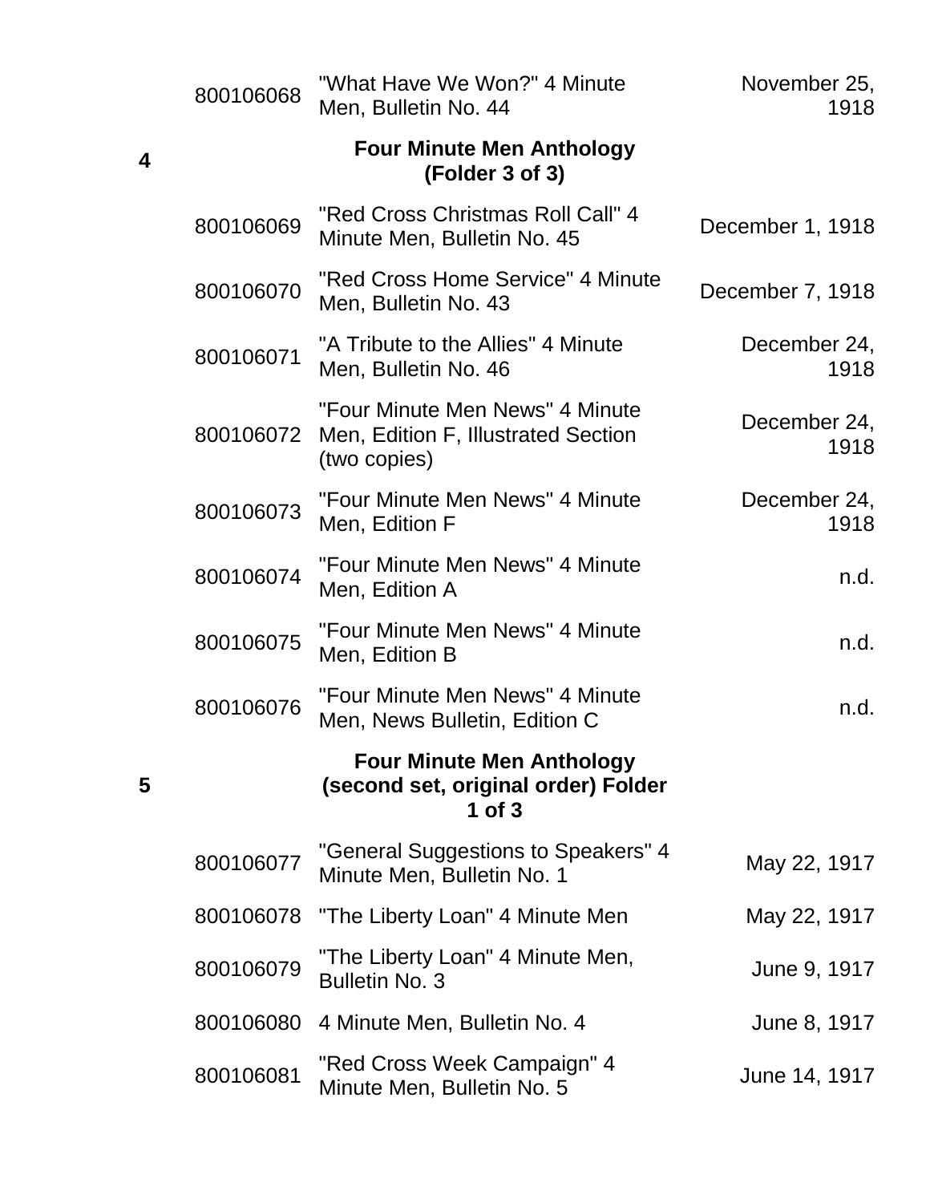| Box | ID | Title | Date |
|---|---|---|---|
| | 800106068 | "What Have We Won?" 4 Minute Men, Bulletin No. 44 | November 25, 1918 |
| 4 | | **Four Minute Men Anthology (Folder 3 of 3)** | |
| | 800106069 | "Red Cross Christmas Roll Call" 4 Minute Men, Bulletin No. 45 | December 1, 1918 |
| | 800106070 | "Red Cross Home Service" 4 Minute Men, Bulletin No. 43 | December 7, 1918 |
| | 800106071 | "A Tribute to the Allies" 4 Minute Men, Bulletin No. 46 | December 24, 1918 |
| | 800106072 | "Four Minute Men News" 4 Minute Men, Edition F, Illustrated Section (two copies) | December 24, 1918 |
| | 800106073 | "Four Minute Men News" 4 Minute Men, Edition F | December 24, 1918 |
| | 800106074 | "Four Minute Men News" 4 Minute Men, Edition A | n.d. |
| | 800106075 | "Four Minute Men News" 4 Minute Men, Edition B | n.d. |
| | 800106076 | "Four Minute Men News" 4 Minute Men, News Bulletin, Edition C | n.d. |
| 5 | | **Four Minute Men Anthology (second set, original order) Folder 1 of 3** | |
| | 800106077 | "General Suggestions to Speakers" 4 Minute Men, Bulletin No. 1 | May 22, 1917 |
| | 800106078 | "The Liberty Loan" 4 Minute Men | May 22, 1917 |
| | 800106079 | "The Liberty Loan" 4 Minute Men, Bulletin No. 3 | June 9, 1917 |
| | 800106080 | 4 Minute Men, Bulletin No. 4 | June 8, 1917 |
| | 800106081 | "Red Cross Week Campaign" 4 Minute Men, Bulletin No. 5 | June 14, 1917 |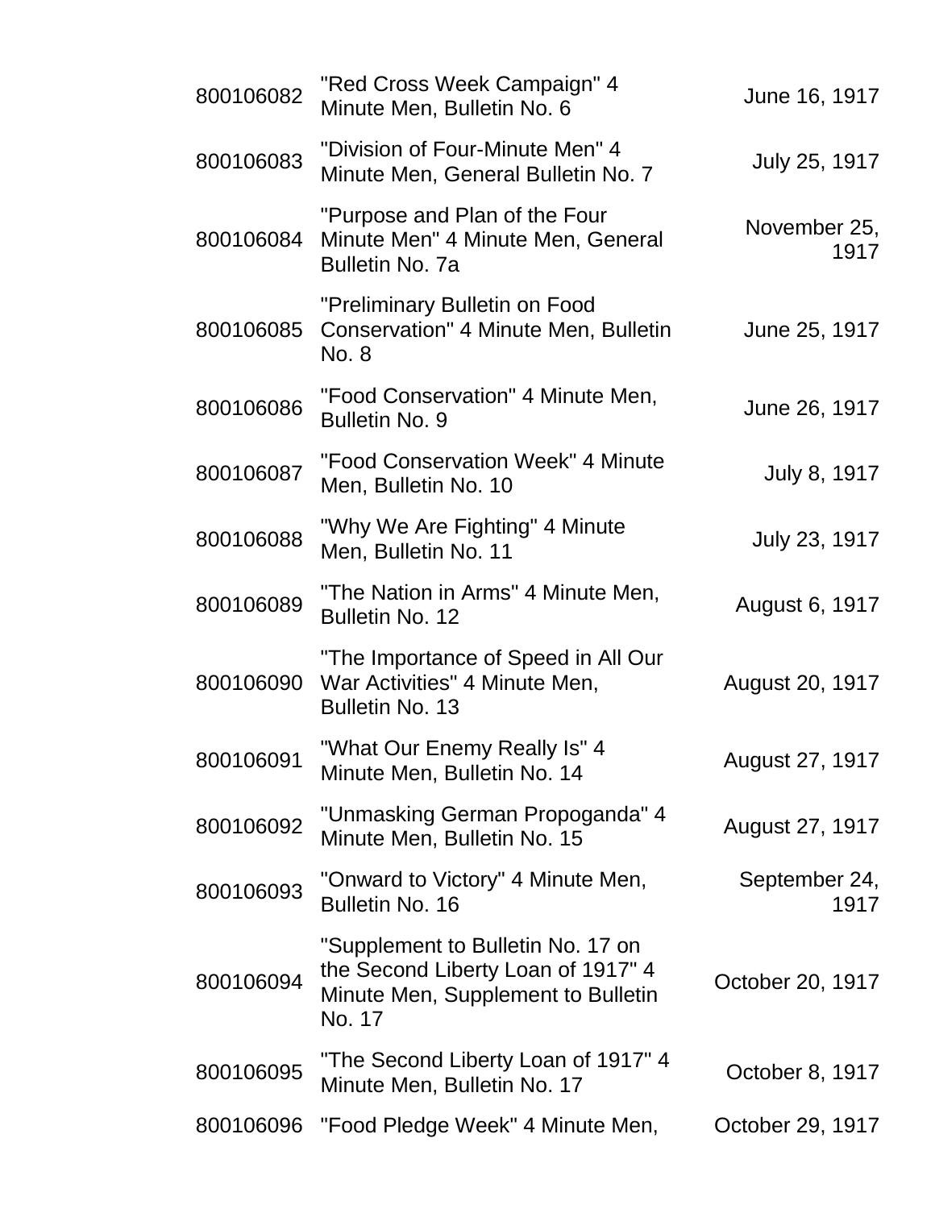| | | |
|---|---|---|
| 800106082 | "Red Cross Week Campaign" 4 Minute Men, Bulletin No. 6 | June 16, 1917 |
| 800106083 | "Division of Four-Minute Men" 4 Minute Men, General Bulletin No. 7 | July 25, 1917 |
| 800106084 | "Purpose and Plan of the Four Minute Men" 4 Minute Men, General Bulletin No. 7a | November 25, 1917 |
| 800106085 | "Preliminary Bulletin on Food Conservation" 4 Minute Men, Bulletin No. 8 | June 25, 1917 |
| 800106086 | "Food Conservation" 4 Minute Men, Bulletin No. 9 | June 26, 1917 |
| 800106087 | "Food Conservation Week" 4 Minute Men, Bulletin No. 10 | July 8, 1917 |
| 800106088 | "Why We Are Fighting" 4 Minute Men, Bulletin No. 11 | July 23, 1917 |
| 800106089 | "The Nation in Arms" 4 Minute Men, Bulletin No. 12 | August 6, 1917 |
| 800106090 | "The Importance of Speed in All Our War Activities" 4 Minute Men, Bulletin No. 13 | August 20, 1917 |
| 800106091 | "What Our Enemy Really Is" 4 Minute Men, Bulletin No. 14 | August 27, 1917 |
| 800106092 | "Unmasking German Propoganda" 4 Minute Men, Bulletin No. 15 | August 27, 1917 |
| 800106093 | "Onward to Victory" 4 Minute Men, Bulletin No. 16 | September 24, 1917 |
| 800106094 | "Supplement to Bulletin No. 17 on the Second Liberty Loan of 1917" 4 Minute Men, Supplement to Bulletin No. 17 | October 20, 1917 |
| 800106095 | "The Second Liberty Loan of 1917" 4 Minute Men, Bulletin No. 17 | October 8, 1917 |
| 800106096 | "Food Pledge Week" 4 Minute Men, | October 29, 1917 |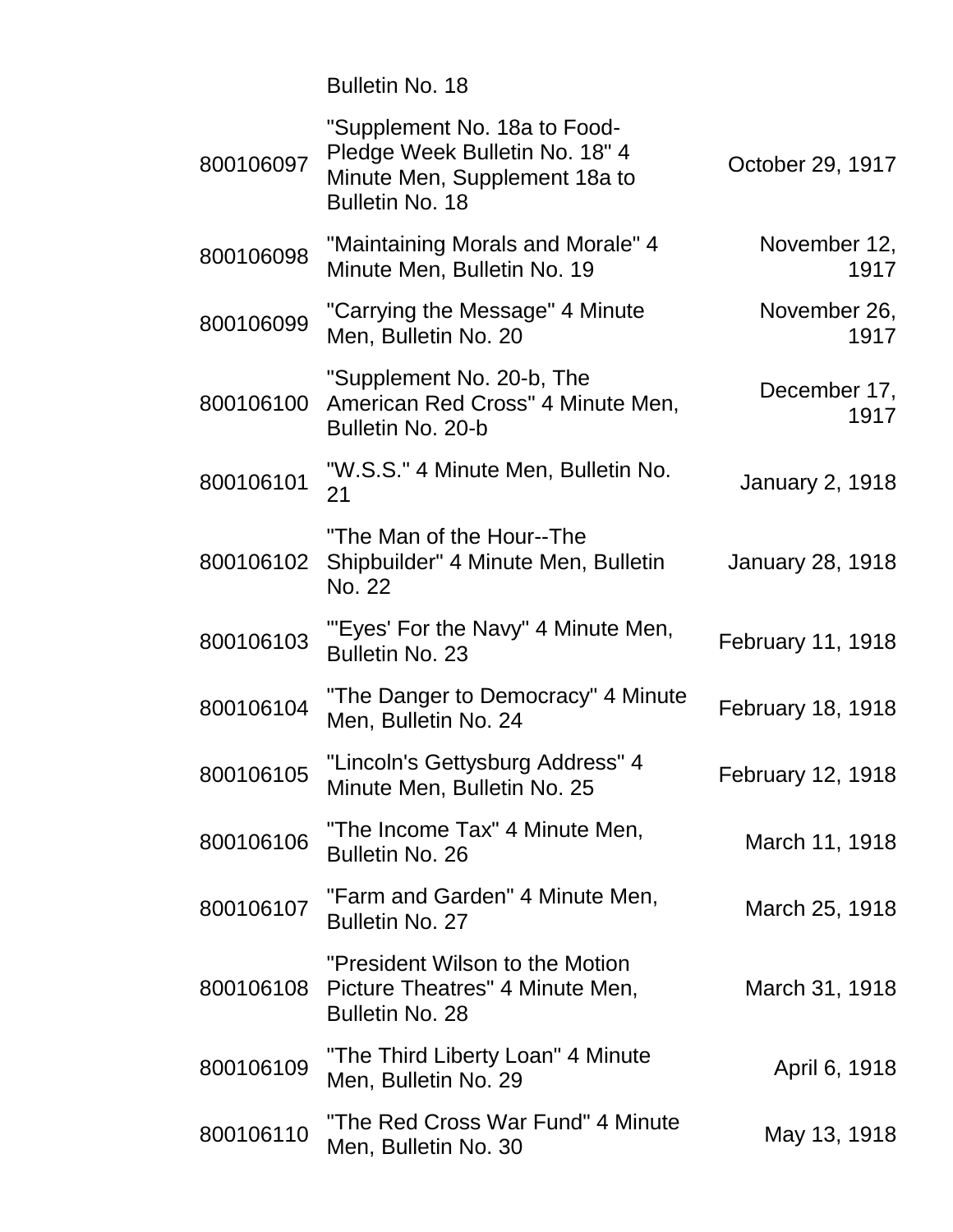| | | |
|---|---|---|
| | Bulletin No. 18 | |
| 800106097 | "Supplement No. 18a to Food-Pledge Week Bulletin No. 18" 4 Minute Men, Supplement 18a to Bulletin No. 18 | October 29, 1917 |
| 800106098 | "Maintaining Morals and Morale" 4 Minute Men, Bulletin No. 19 | November 12, 1917 |
| 800106099 | "Carrying the Message" 4 Minute Men, Bulletin No. 20 | November 26, 1917 |
| 800106100 | "Supplement No. 20-b, The American Red Cross" 4 Minute Men, Bulletin No. 20-b | December 17, 1917 |
| 800106101 | "W.S.S." 4 Minute Men, Bulletin No. 21 | January 2, 1918 |
| 800106102 | "The Man of the Hour--The Shipbuilder" 4 Minute Men, Bulletin No. 22 | January 28, 1918 |
| 800106103 | "'Eyes' For the Navy" 4 Minute Men, Bulletin No. 23 | February 11, 1918 |
| 800106104 | "The Danger to Democracy" 4 Minute Men, Bulletin No. 24 | February 18, 1918 |
| 800106105 | "Lincoln's Gettysburg Address" 4 Minute Men, Bulletin No. 25 | February 12, 1918 |
| 800106106 | "The Income Tax" 4 Minute Men, Bulletin No. 26 | March 11, 1918 |
| 800106107 | "Farm and Garden" 4 Minute Men, Bulletin No. 27 | March 25, 1918 |
| 800106108 | "President Wilson to the Motion Picture Theatres" 4 Minute Men, Bulletin No. 28 | March 31, 1918 |
| 800106109 | "The Third Liberty Loan" 4 Minute Men, Bulletin No. 29 | April 6, 1918 |
| 800106110 | "The Red Cross War Fund" 4 Minute Men, Bulletin No. 30 | May 13, 1918 |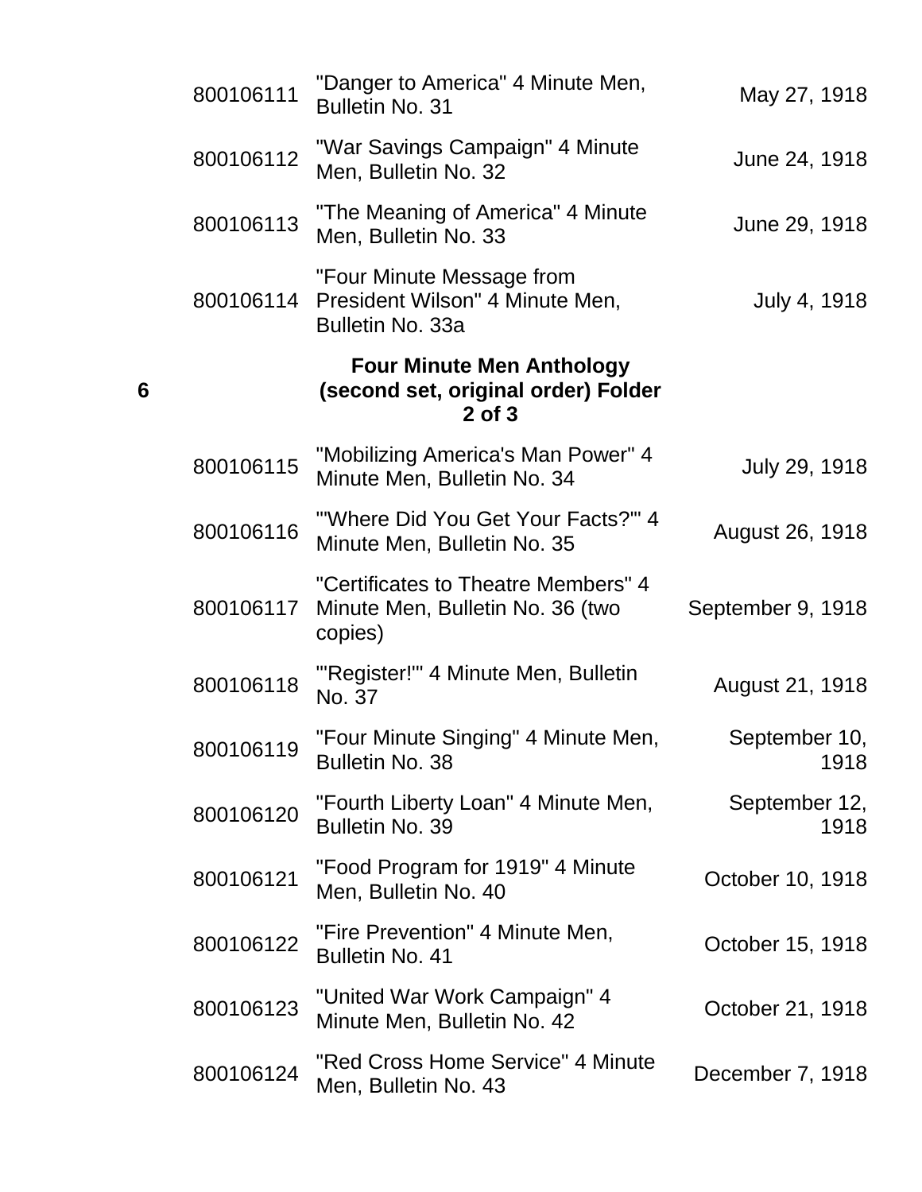| | | | |
|---|---|---|---|
| | 800106111 | "Danger to America" 4 Minute Men, Bulletin No. 31 | May 27, 1918 |
| | 800106112 | "War Savings Campaign" 4 Minute Men, Bulletin No. 32 | June 24, 1918 |
| | 800106113 | "The Meaning of America" 4 Minute Men, Bulletin No. 33 | June 29, 1918 |
| | 800106114 | "Four Minute Message from President Wilson" 4 Minute Men, Bulletin No. 33a | July 4, 1918 |
| **6** | | **Four Minute Men Anthology (second set, original order) Folder 2 of 3** | |
| | 800106115 | "Mobilizing America's Man Power" 4 Minute Men, Bulletin No. 34 | July 29, 1918 |
| | 800106116 | "'Where Did You Get Your Facts?'" 4 Minute Men, Bulletin No. 35 | August 26, 1918 |
| | 800106117 | "Certificates to Theatre Members" 4 Minute Men, Bulletin No. 36 (two copies) | September 9, 1918 |
| | 800106118 | "'Register!'" 4 Minute Men, Bulletin No. 37 | August 21, 1918 |
| | 800106119 | "Four Minute Singing" 4 Minute Men, Bulletin No. 38 | September 10, 1918 |
| | 800106120 | "Fourth Liberty Loan" 4 Minute Men, Bulletin No. 39 | September 12, 1918 |
| | 800106121 | "Food Program for 1919" 4 Minute Men, Bulletin No. 40 | October 10, 1918 |
| | 800106122 | "Fire Prevention" 4 Minute Men, Bulletin No. 41 | October 15, 1918 |
| | 800106123 | "United War Work Campaign" 4 Minute Men, Bulletin No. 42 | October 21, 1918 |
| | 800106124 | "Red Cross Home Service" 4 Minute Men, Bulletin No. 43 | December 7, 1918 |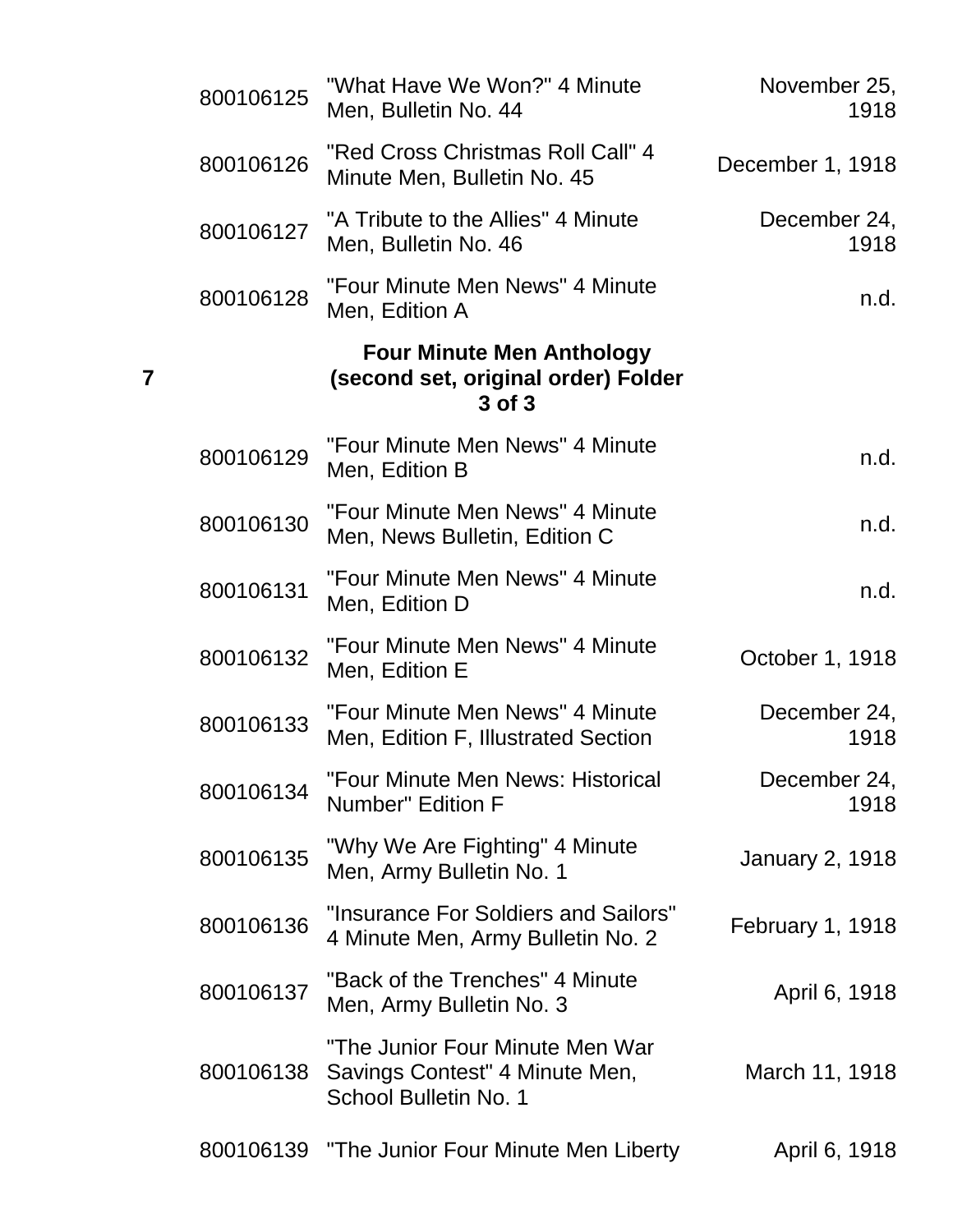| | | | |
|---|---|---|---|
| | 800106125 | "What Have We Won?" 4 Minute Men, Bulletin No. 44 | November 25, 1918 |
| | 800106126 | "Red Cross Christmas Roll Call" 4 Minute Men, Bulletin No. 45 | December 1, 1918 |
| | 800106127 | "A Tribute to the Allies" 4 Minute Men, Bulletin No. 46 | December 24, 1918 |
| | 800106128 | "Four Minute Men News" 4 Minute Men, Edition A | n.d. |
| **7** | | **Four Minute Men Anthology (second set, original order) Folder 3 of 3** | |
| | 800106129 | "Four Minute Men News" 4 Minute Men, Edition B | n.d. |
| | 800106130 | "Four Minute Men News" 4 Minute Men, News Bulletin, Edition C | n.d. |
| | 800106131 | "Four Minute Men News" 4 Minute Men, Edition D | n.d. |
| | 800106132 | "Four Minute Men News" 4 Minute Men, Edition E | October 1, 1918 |
| | 800106133 | "Four Minute Men News" 4 Minute Men, Edition F, Illustrated Section | December 24, 1918 |
| | 800106134 | "Four Minute Men News: Historical Number" Edition F | December 24, 1918 |
| | 800106135 | "Why We Are Fighting" 4 Minute Men, Army Bulletin No. 1 | January 2, 1918 |
| | 800106136 | "Insurance For Soldiers and Sailors" 4 Minute Men, Army Bulletin No. 2 | February 1, 1918 |
| | 800106137 | "Back of the Trenches" 4 Minute Men, Army Bulletin No. 3 | April 6, 1918 |
| | 800106138 | "The Junior Four Minute Men War Savings Contest" 4 Minute Men, School Bulletin No. 1 | March 11, 1918 |
| | 800106139 | "The Junior Four Minute Men Liberty | April 6, 1918 |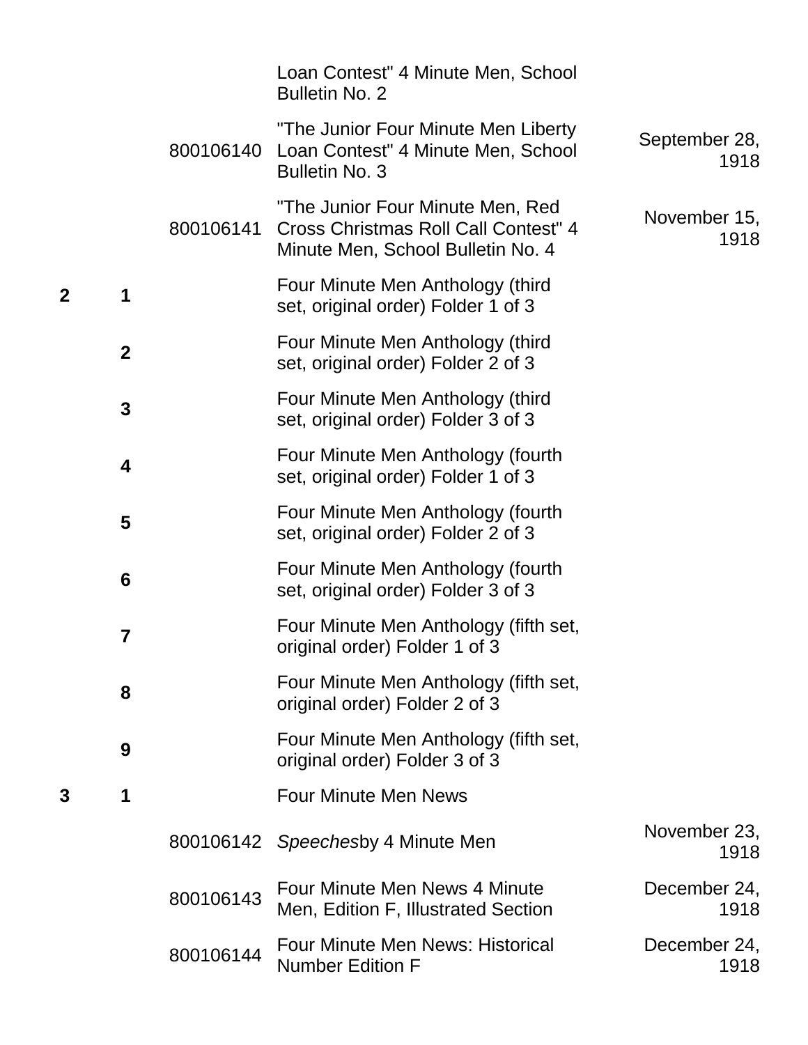| Box | Folder | ID | Title | Date |
|---|---|---|---|---|
| | | | Loan Contest" 4 Minute Men, School Bulletin No. 2 | |
| | | 800106140 | "The Junior Four Minute Men Liberty Loan Contest" 4 Minute Men, School Bulletin No. 3 | September 28, 1918 |
| | | 800106141 | "The Junior Four Minute Men, Red Cross Christmas Roll Call Contest" 4 Minute Men, School Bulletin No. 4 | November 15, 1918 |
| **2** | **1** | | Four Minute Men Anthology (third set, original order) Folder 1 of 3 | |
| | **2** | | Four Minute Men Anthology (third set, original order) Folder 2 of 3 | |
| | **3** | | Four Minute Men Anthology (third set, original order) Folder 3 of 3 | |
| | **4** | | Four Minute Men Anthology (fourth set, original order) Folder 1 of 3 | |
| | **5** | | Four Minute Men Anthology (fourth set, original order) Folder 2 of 3 | |
| | **6** | | Four Minute Men Anthology (fourth set, original order) Folder 3 of 3 | |
| | **7** | | Four Minute Men Anthology (fifth set, original order) Folder 1 of 3 | |
| | **8** | | Four Minute Men Anthology (fifth set, original order) Folder 2 of 3 | |
| | **9** | | Four Minute Men Anthology (fifth set, original order) Folder 3 of 3 | |
| **3** | **1** | | Four Minute Men News | |
| | | 800106142 | *Speeches*by 4 Minute Men | November 23, 1918 |
| | | 800106143 | Four Minute Men News 4 Minute Men, Edition F, Illustrated Section | December 24, 1918 |
| | | 800106144 | Four Minute Men News: Historical Number Edition F | December 24, 1918 |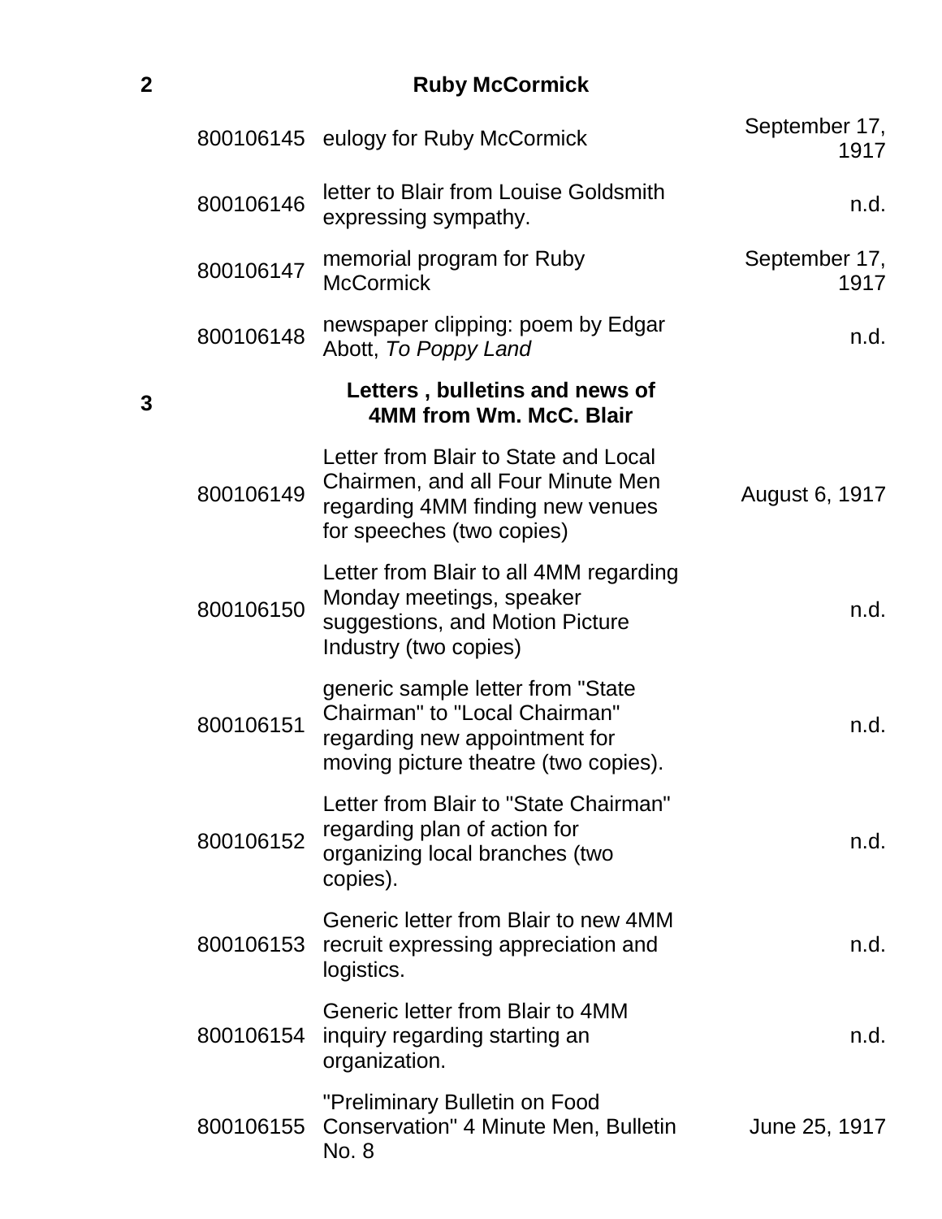| | | | |
|---|---|---|---|
| **2** | | **Ruby McCormick** | |
| | 800106145 | eulogy for Ruby McCormick | September 17, 1917 |
| | 800106146 | letter to Blair from Louise Goldsmith expressing sympathy. | n.d. |
| | 800106147 | memorial program for Ruby McCormick | September 17, 1917 |
| | 800106148 | newspaper clipping: poem by Edgar Abott, *To Poppy Land* | n.d. |
| **3** | | **Letters , bulletins and news of 4MM from Wm. McC. Blair** | |
| | 800106149 | Letter from Blair to State and Local Chairmen, and all Four Minute Men regarding 4MM finding new venues for speeches (two copies) | August 6, 1917 |
| | 800106150 | Letter from Blair to all 4MM regarding Monday meetings, speaker suggestions, and Motion Picture Industry (two copies) | n.d. |
| | 800106151 | generic sample letter from "State Chairman" to "Local Chairman" regarding new appointment for moving picture theatre (two copies). | n.d. |
| | 800106152 | Letter from Blair to "State Chairman" regarding plan of action for organizing local branches (two copies). | n.d. |
| | 800106153 | Generic letter from Blair to new 4MM recruit expressing appreciation and logistics. | n.d. |
| | 800106154 | Generic letter from Blair to 4MM inquiry regarding starting an organization. | n.d. |
| | 800106155 | "Preliminary Bulletin on Food Conservation" 4 Minute Men, Bulletin No. 8 | June 25, 1917 |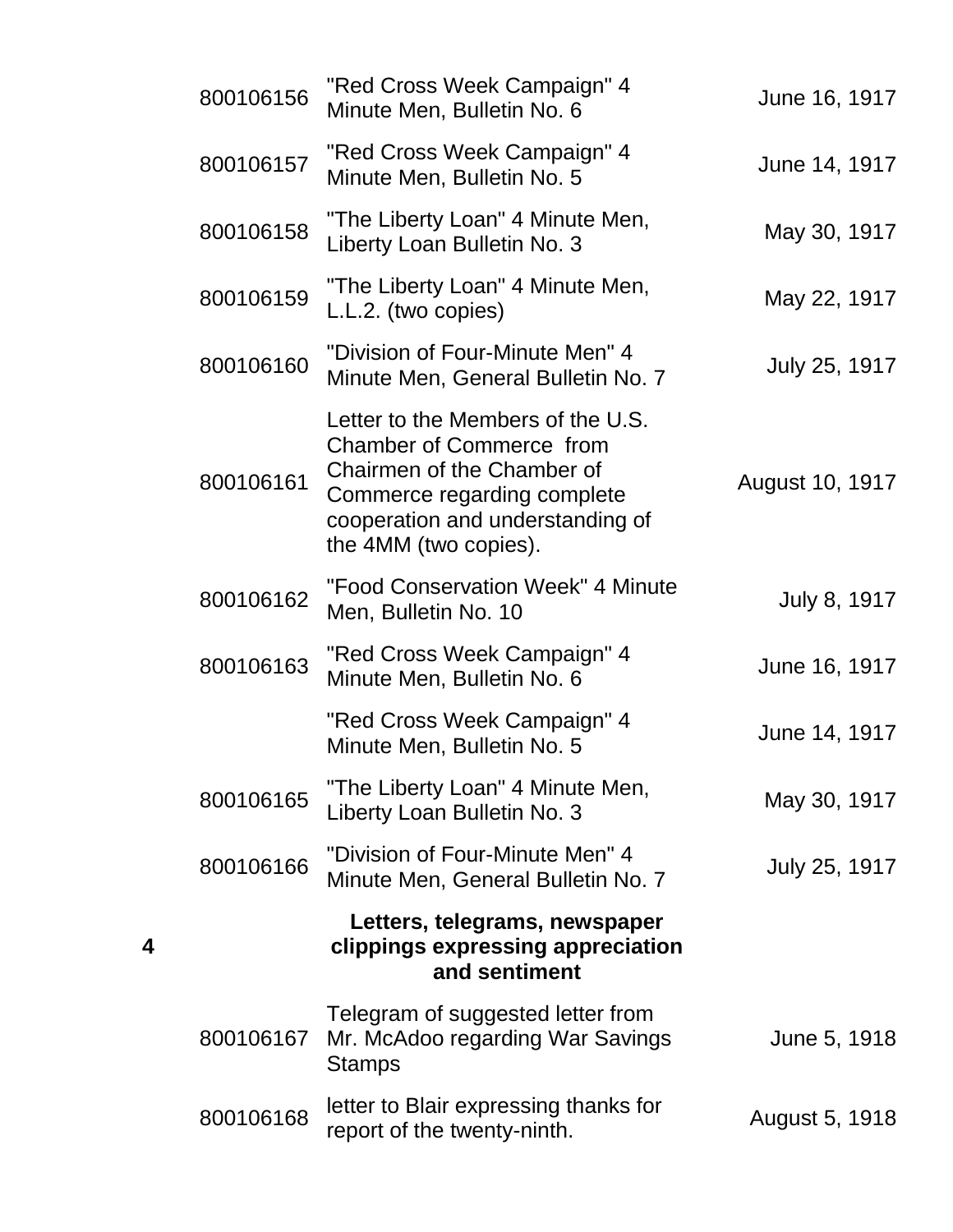| | | | |
|---|---|---|---|
| | 800106156 | "Red Cross Week Campaign" 4 Minute Men, Bulletin No. 6 | June 16, 1917 |
| | 800106157 | "Red Cross Week Campaign" 4 Minute Men, Bulletin No. 5 | June 14, 1917 |
| | 800106158 | "The Liberty Loan" 4 Minute Men, Liberty Loan Bulletin No. 3 | May 30, 1917 |
| | 800106159 | "The Liberty Loan" 4 Minute Men, L.L.2. (two copies) | May 22, 1917 |
| | 800106160 | "Division of Four-Minute Men" 4 Minute Men, General Bulletin No. 7 | July 25, 1917 |
| | 800106161 | Letter to the Members of the U.S. Chamber of Commerce from Chairmen of the Chamber of Commerce regarding complete cooperation and understanding of the 4MM (two copies). | August 10, 1917 |
| | 800106162 | "Food Conservation Week" 4 Minute Men, Bulletin No. 10 | July 8, 1917 |
| | 800106163 | "Red Cross Week Campaign" 4 Minute Men, Bulletin No. 6 | June 16, 1917 |
| | | "Red Cross Week Campaign" 4 Minute Men, Bulletin No. 5 | June 14, 1917 |
| | 800106165 | "The Liberty Loan" 4 Minute Men, Liberty Loan Bulletin No. 3 | May 30, 1917 |
| | 800106166 | "Division of Four-Minute Men" 4 Minute Men, General Bulletin No. 7 | July 25, 1917 |
| **4** | | **Letters, telegrams, newspaper clippings expressing appreciation and sentiment** | |
| | 800106167 | Telegram of suggested letter from Mr. McAdoo regarding War Savings Stamps | June 5, 1918 |
| | 800106168 | letter to Blair expressing thanks for report of the twenty-ninth. | August 5, 1918 |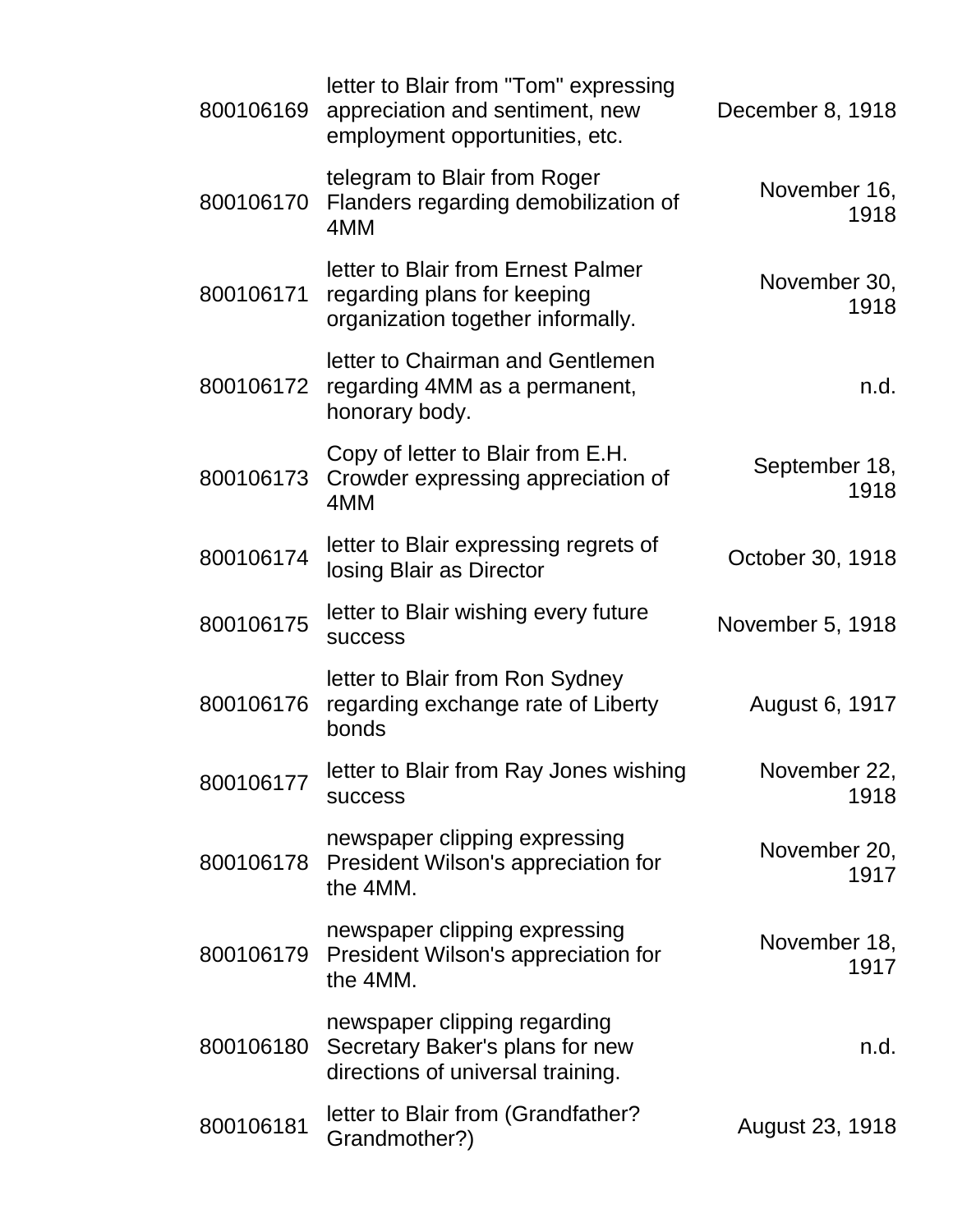| | | |
|---|---|---|
| 800106169 | letter to Blair from "Tom" expressing appreciation and sentiment, new employment opportunities, etc. | December 8, 1918 |
| 800106170 | telegram to Blair from Roger Flanders regarding demobilization of 4MM | November 16, 1918 |
| 800106171 | letter to Blair from Ernest Palmer regarding plans for keeping organization together informally. | November 30, 1918 |
| 800106172 | letter to Chairman and Gentlemen regarding 4MM as a permanent, honorary body. | n.d. |
| 800106173 | Copy of letter to Blair from E.H. Crowder expressing appreciation of 4MM | September 18, 1918 |
| 800106174 | letter to Blair expressing regrets of losing Blair as Director | October 30, 1918 |
| 800106175 | letter to Blair wishing every future success | November 5, 1918 |
| 800106176 | letter to Blair from Ron Sydney regarding exchange rate of Liberty bonds | August 6, 1917 |
| 800106177 | letter to Blair from Ray Jones wishing success | November 22, 1918 |
| 800106178 | newspaper clipping expressing President Wilson's appreciation for the 4MM. | November 20, 1917 |
| 800106179 | newspaper clipping expressing President Wilson's appreciation for the 4MM. | November 18, 1917 |
| 800106180 | newspaper clipping regarding Secretary Baker's plans for new directions of universal training. | n.d. |
| 800106181 | letter to Blair from (Grandfather? Grandmother?) | August 23, 1918 |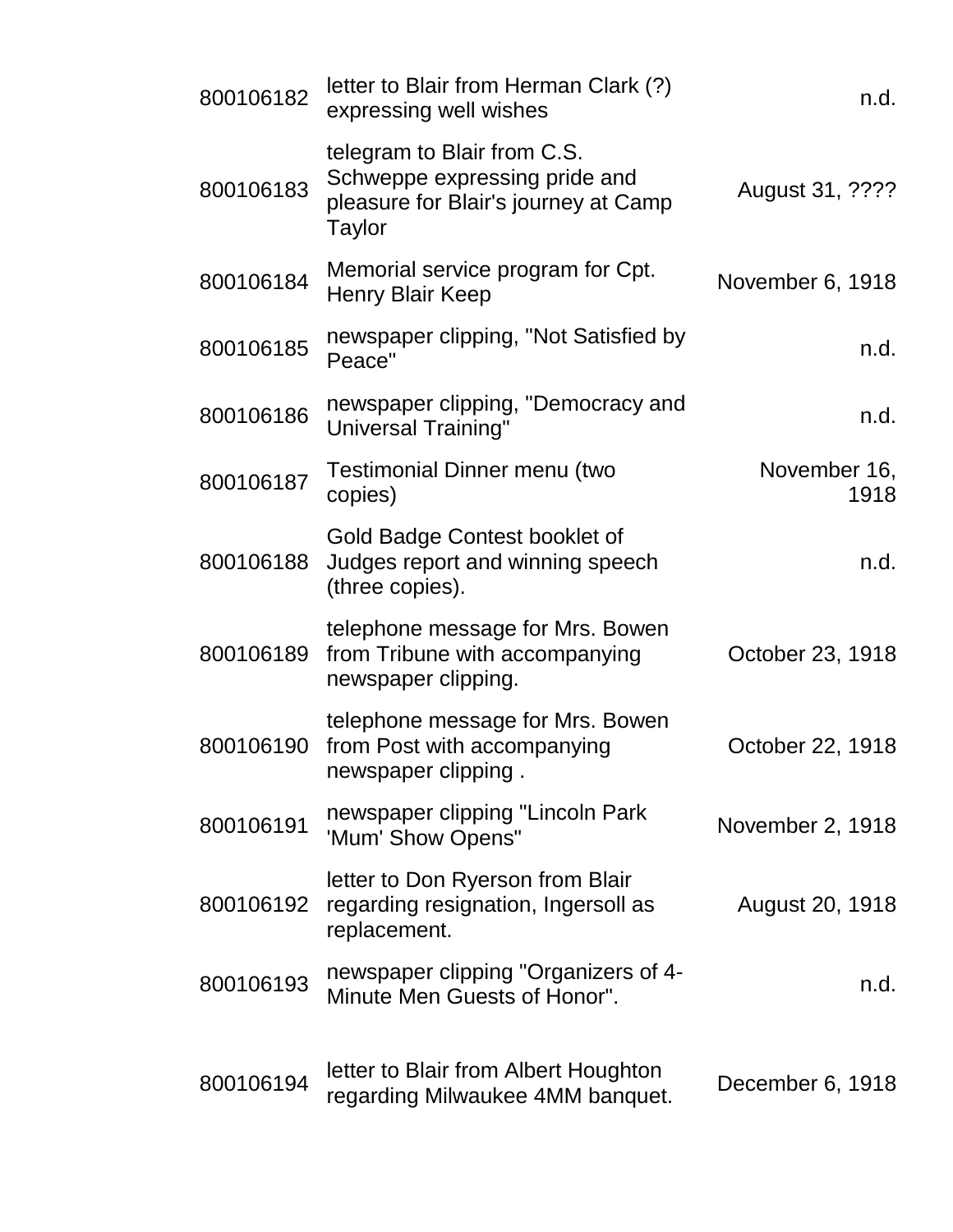| | | |
|---|---|---|
| 800106182 | letter to Blair from Herman Clark (?) expressing well wishes | n.d. |
| 800106183 | telegram to Blair from C.S. Schweppe expressing pride and pleasure for Blair's journey at Camp Taylor | August 31, ???? |
| 800106184 | Memorial service program for Cpt. Henry Blair Keep | November 6, 1918 |
| 800106185 | newspaper clipping, "Not Satisfied by Peace" | n.d. |
| 800106186 | newspaper clipping, "Democracy and Universal Training" | n.d. |
| 800106187 | Testimonial Dinner menu (two copies) | November 16, 1918 |
| 800106188 | Gold Badge Contest booklet of Judges report and winning speech (three copies). | n.d. |
| 800106189 | telephone message for Mrs. Bowen from Tribune with accompanying newspaper clipping. | October 23, 1918 |
| 800106190 | telephone message for Mrs. Bowen from Post with accompanying newspaper clipping . | October 22, 1918 |
| 800106191 | newspaper clipping "Lincoln Park 'Mum' Show Opens" | November 2, 1918 |
| 800106192 | letter to Don Ryerson from Blair regarding resignation, Ingersoll as replacement. | August 20, 1918 |
| 800106193 | newspaper clipping "Organizers of 4-Minute Men Guests of Honor". | n.d. |
| 800106194 | letter to Blair from Albert Houghton regarding Milwaukee 4MM banquet. | December 6, 1918 |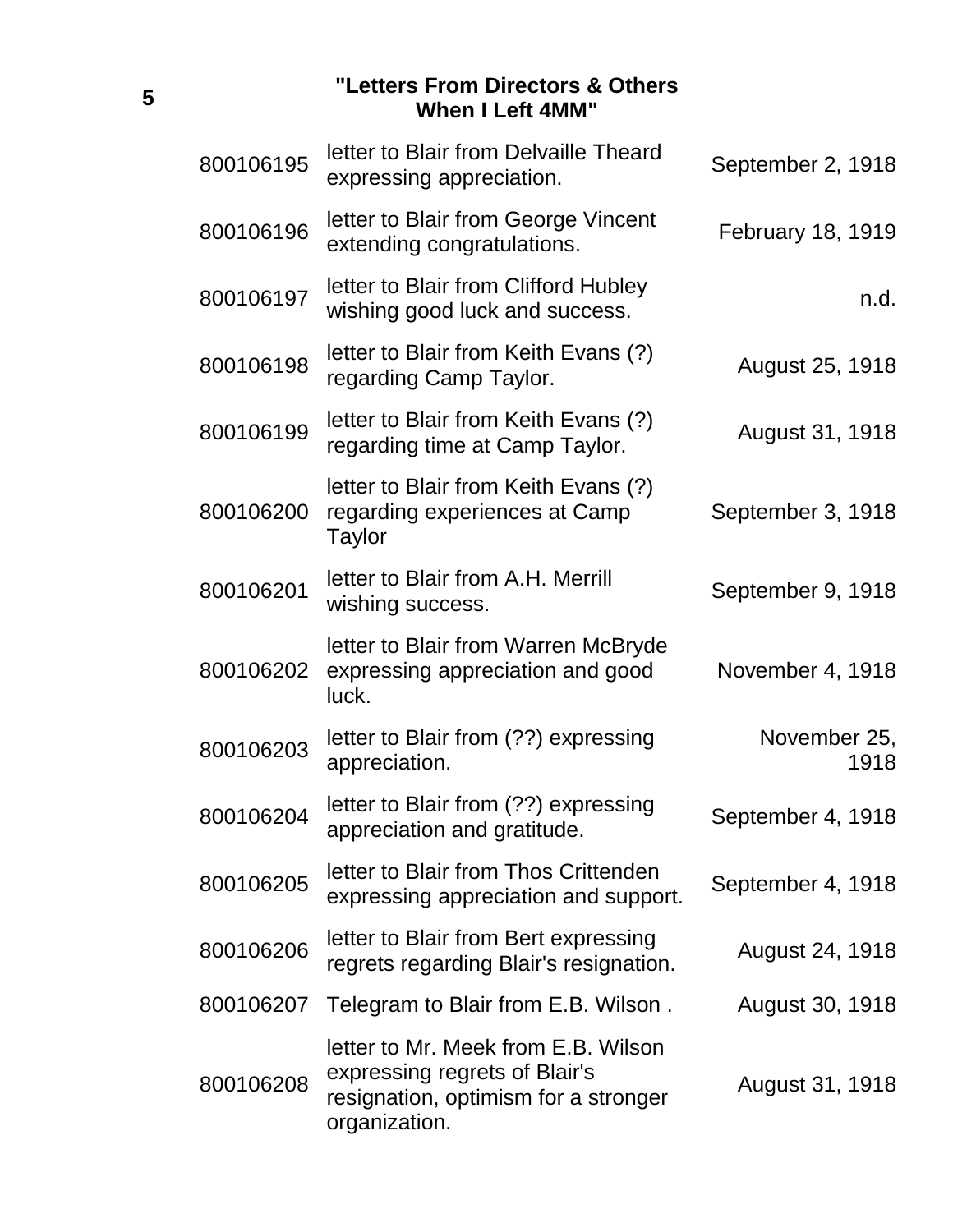**5** **"Letters From Directors & Others When I Left 4MM"**

| | | |
|---|---|---|
| 800106195 | letter to Blair from Delvaille Theard expressing appreciation. | September 2, 1918 |
| 800106196 | letter to Blair from George Vincent extending congratulations. | February 18, 1919 |
| 800106197 | letter to Blair from Clifford Hubley wishing good luck and success. | n.d. |
| 800106198 | letter to Blair from Keith Evans (?) regarding Camp Taylor. | August 25, 1918 |
| 800106199 | letter to Blair from Keith Evans (?) regarding time at Camp Taylor. | August 31, 1918 |
| 800106200 | letter to Blair from Keith Evans (?) regarding experiences at Camp Taylor | September 3, 1918 |
| 800106201 | letter to Blair from A.H. Merrill wishing success. | September 9, 1918 |
| 800106202 | letter to Blair from Warren McBryde expressing appreciation and good luck. | November 4, 1918 |
| 800106203 | letter to Blair from (??) expressing appreciation. | November 25, 1918 |
| 800106204 | letter to Blair from (??) expressing appreciation and gratitude. | September 4, 1918 |
| 800106205 | letter to Blair from Thos Crittenden expressing appreciation and support. | September 4, 1918 |
| 800106206 | letter to Blair from Bert expressing regrets regarding Blair's resignation. | August 24, 1918 |
| 800106207 | Telegram to Blair from E.B. Wilson . | August 30, 1918 |
| 800106208 | letter to Mr. Meek from E.B. Wilson expressing regrets of Blair's resignation, optimism for a stronger organization. | August 31, 1918 |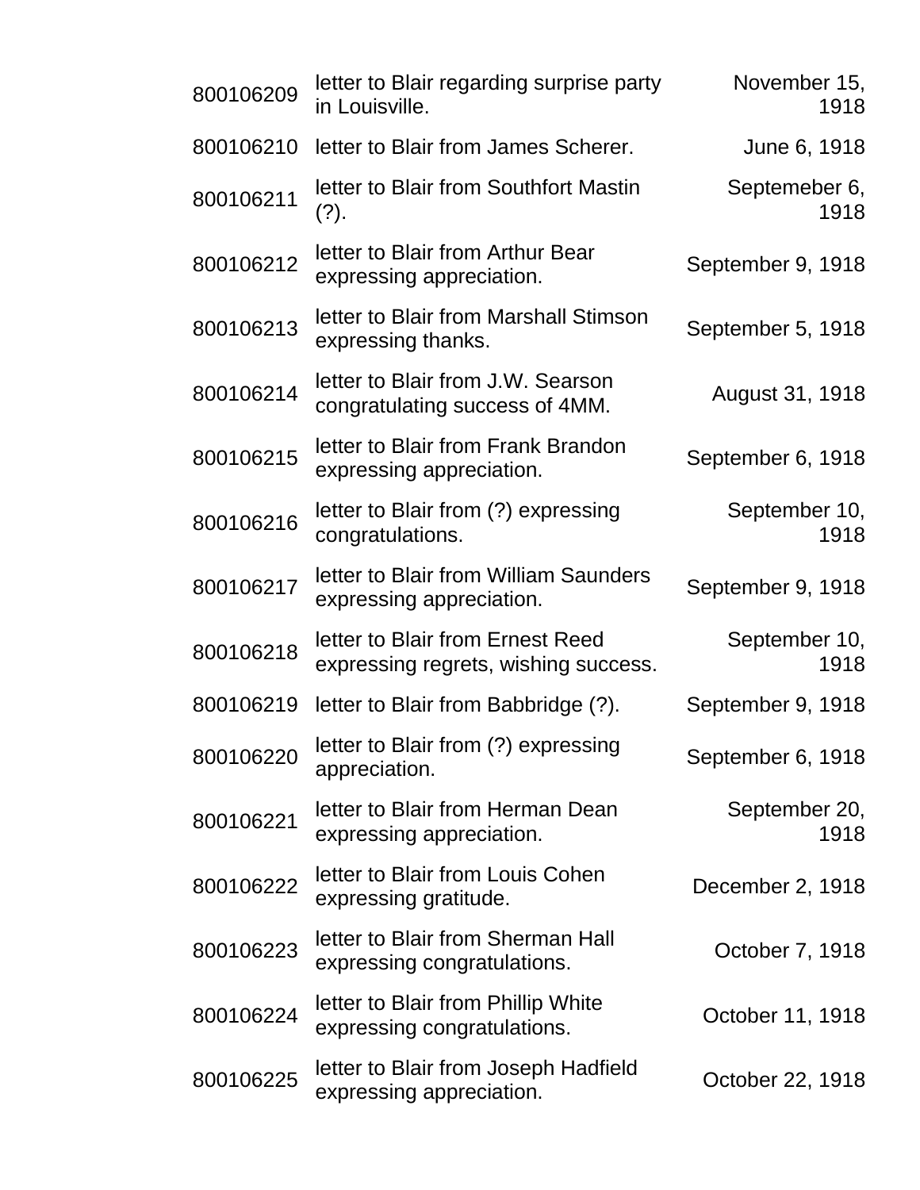| | | |
|---|---|---|
| 800106209 | letter to Blair regarding surprise party in Louisville. | November 15, 1918 |
| 800106210 | letter to Blair from James Scherer. | June 6, 1918 |
| 800106211 | letter to Blair from Southfort Mastin (?). | Septemeber 6, 1918 |
| 800106212 | letter to Blair from Arthur Bear expressing appreciation. | September 9, 1918 |
| 800106213 | letter to Blair from Marshall Stimson expressing thanks. | September 5, 1918 |
| 800106214 | letter to Blair from J.W. Searson congratulating success of 4MM. | August 31, 1918 |
| 800106215 | letter to Blair from Frank Brandon expressing appreciation. | September 6, 1918 |
| 800106216 | letter to Blair from (?) expressing congratulations. | September 10, 1918 |
| 800106217 | letter to Blair from William Saunders expressing appreciation. | September 9, 1918 |
| 800106218 | letter to Blair from Ernest Reed expressing regrets, wishing success. | September 10, 1918 |
| 800106219 | letter to Blair from Babbridge (?). | September 9, 1918 |
| 800106220 | letter to Blair from (?) expressing appreciation. | September 6, 1918 |
| 800106221 | letter to Blair from Herman Dean expressing appreciation. | September 20, 1918 |
| 800106222 | letter to Blair from Louis Cohen expressing gratitude. | December 2, 1918 |
| 800106223 | letter to Blair from Sherman Hall expressing congratulations. | October 7, 1918 |
| 800106224 | letter to Blair from Phillip White expressing congratulations. | October 11, 1918 |
| 800106225 | letter to Blair from Joseph Hadfield expressing appreciation. | October 22, 1918 |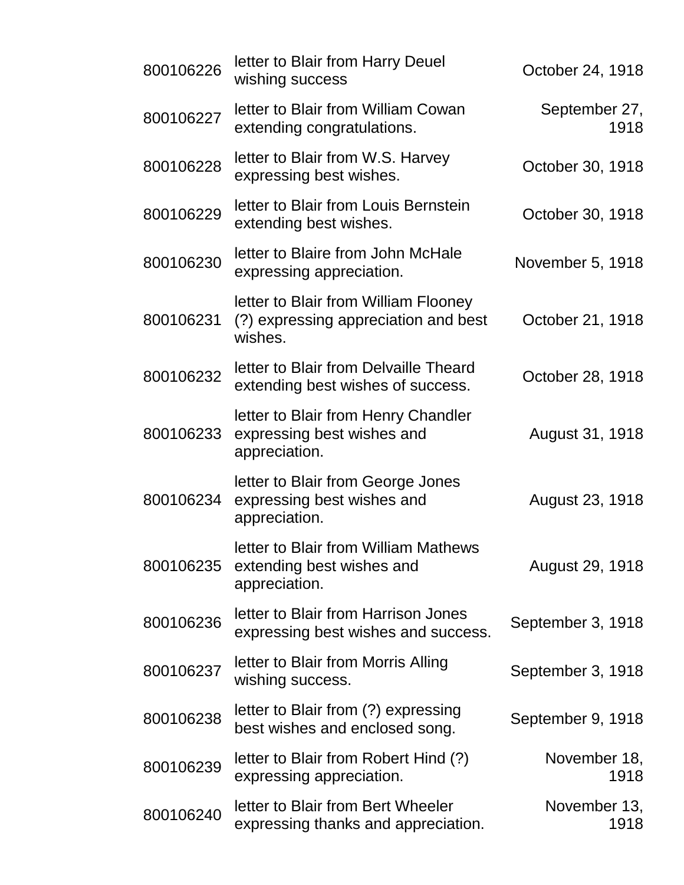| | | |
|---|---|---|
| 800106226 | letter to Blair from Harry Deuel wishing success | October 24, 1918 |
| 800106227 | letter to Blair from William Cowan extending congratulations. | September 27, 1918 |
| 800106228 | letter to Blair from W.S. Harvey expressing best wishes. | October 30, 1918 |
| 800106229 | letter to Blair from Louis Bernstein extending best wishes. | October 30, 1918 |
| 800106230 | letter to Blaire from John McHale expressing appreciation. | November 5, 1918 |
| 800106231 | letter to Blair from William Flooney (?) expressing appreciation and best wishes. | October 21, 1918 |
| 800106232 | letter to Blair from Delvaille Theard extending best wishes of success. | October 28, 1918 |
| 800106233 | letter to Blair from Henry Chandler expressing best wishes and appreciation. | August 31, 1918 |
| 800106234 | letter to Blair from George Jones expressing best wishes and appreciation. | August 23, 1918 |
| 800106235 | letter to Blair from William Mathews extending best wishes and appreciation. | August 29, 1918 |
| 800106236 | letter to Blair from Harrison Jones expressing best wishes and success. | September 3, 1918 |
| 800106237 | letter to Blair from Morris Alling wishing success. | September 3, 1918 |
| 800106238 | letter to Blair from (?) expressing best wishes and enclosed song. | September 9, 1918 |
| 800106239 | letter to Blair from Robert Hind (?) expressing appreciation. | November 18, 1918 |
| 800106240 | letter to Blair from Bert Wheeler expressing thanks and appreciation. | November 13, 1918 |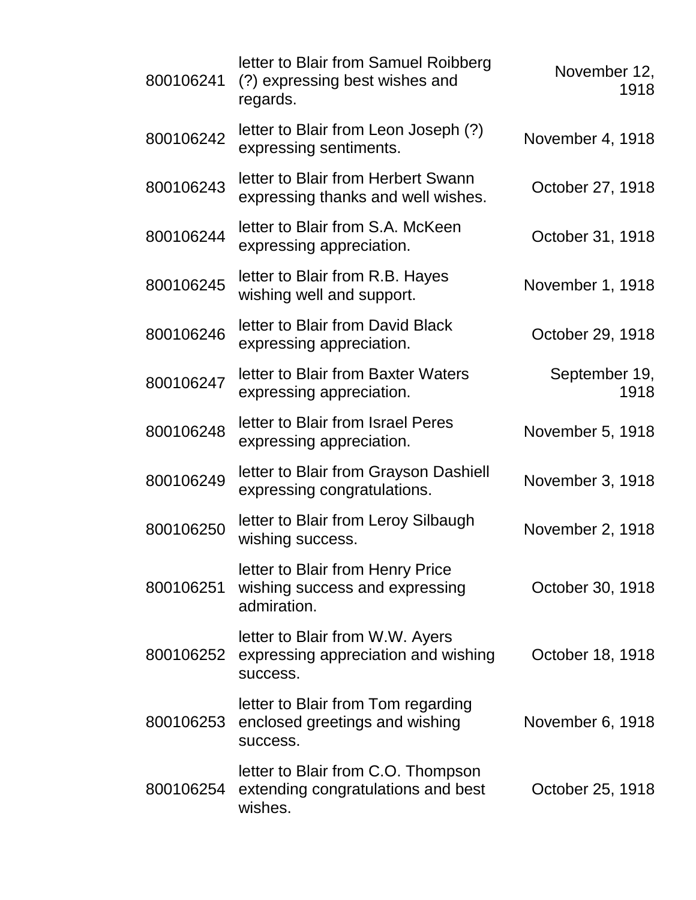| | | |
|---|---|---|
| 800106241 | letter to Blair from Samuel Roibberg (?) expressing best wishes and regards. | November 12, 1918 |
| 800106242 | letter to Blair from Leon Joseph (?) expressing sentiments. | November 4, 1918 |
| 800106243 | letter to Blair from Herbert Swann expressing thanks and well wishes. | October 27, 1918 |
| 800106244 | letter to Blair from S.A. McKeen expressing appreciation. | October 31, 1918 |
| 800106245 | letter to Blair from R.B. Hayes wishing well and support. | November 1, 1918 |
| 800106246 | letter to Blair from David Black expressing appreciation. | October 29, 1918 |
| 800106247 | letter to Blair from Baxter Waters expressing appreciation. | September 19, 1918 |
| 800106248 | letter to Blair from Israel Peres expressing appreciation. | November 5, 1918 |
| 800106249 | letter to Blair from Grayson Dashiell expressing congratulations. | November 3, 1918 |
| 800106250 | letter to Blair from Leroy Silbaugh wishing success. | November 2, 1918 |
| 800106251 | letter to Blair from Henry Price wishing success and expressing admiration. | October 30, 1918 |
| 800106252 | letter to Blair from W.W. Ayers expressing appreciation and wishing success. | October 18, 1918 |
| 800106253 | letter to Blair from Tom regarding enclosed greetings and wishing success. | November 6, 1918 |
| 800106254 | letter to Blair from C.O. Thompson extending congratulations and best wishes. | October 25, 1918 |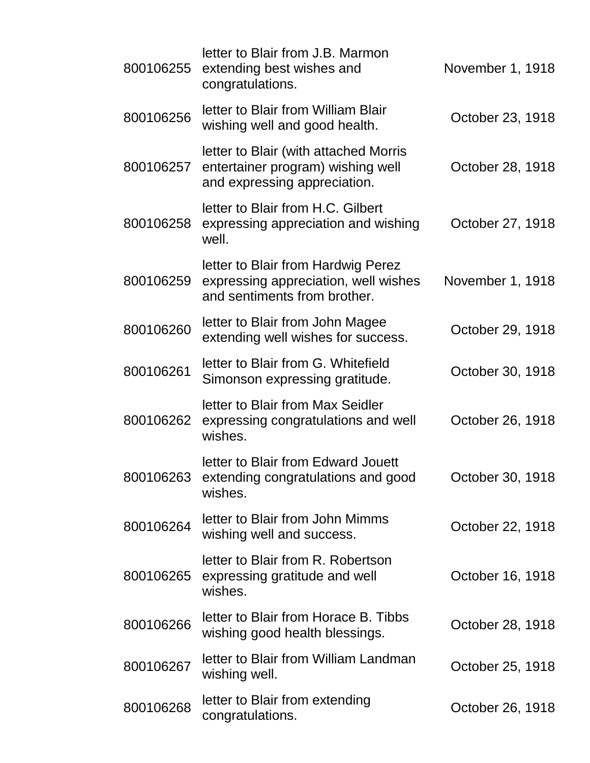| | | |
|---|---|---|
| 800106255 | letter to Blair from J.B. Marmon extending best wishes and congratulations. | November 1, 1918 |
| 800106256 | letter to Blair from William Blair wishing well and good health. | October 23, 1918 |
| 800106257 | letter to Blair (with attached Morris entertainer program) wishing well and expressing appreciation. | October 28, 1918 |
| 800106258 | letter to Blair from H.C. Gilbert expressing appreciation and wishing well. | October 27, 1918 |
| 800106259 | letter to Blair from Hardwig Perez expressing appreciation, well wishes and sentiments from brother. | November 1, 1918 |
| 800106260 | letter to Blair from John Magee extending well wishes for success. | October 29, 1918 |
| 800106261 | letter to Blair from G. Whitefield Simonson expressing gratitude. | October 30, 1918 |
| 800106262 | letter to Blair from Max Seidler expressing congratulations and well wishes. | October 26, 1918 |
| 800106263 | letter to Blair from Edward Jouett extending congratulations and good wishes. | October 30, 1918 |
| 800106264 | letter to Blair from John Mimms wishing well and success. | October 22, 1918 |
| 800106265 | letter to Blair from R. Robertson expressing gratitude and well wishes. | October 16, 1918 |
| 800106266 | letter to Blair from Horace B. Tibbs wishing good health blessings. | October 28, 1918 |
| 800106267 | letter to Blair from William Landman wishing well. | October 25, 1918 |
| 800106268 | letter to Blair from extending congratulations. | October 26, 1918 |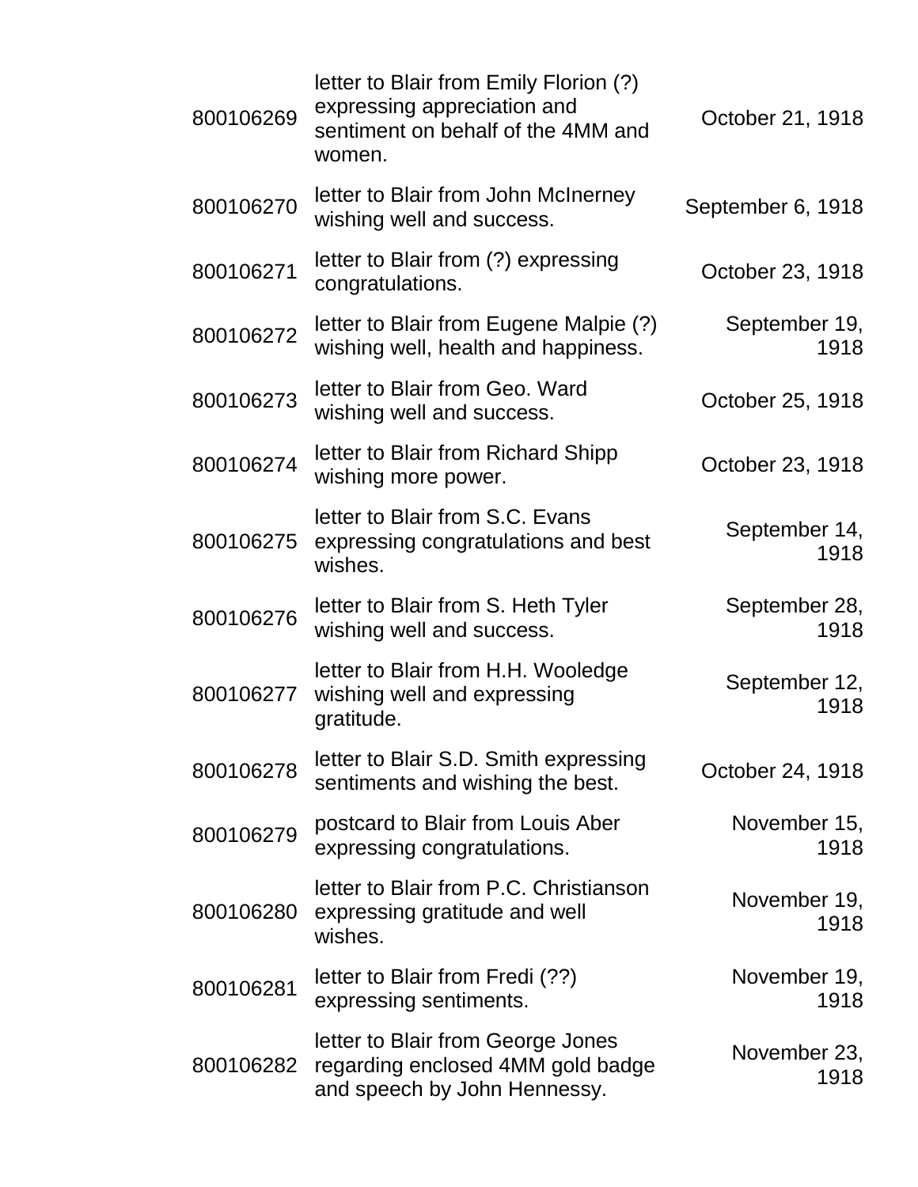| | | |
|---|---|---|
| 800106269 | letter to Blair from Emily Florion (?) expressing appreciation and sentiment on behalf of the 4MM and women. | October 21, 1918 |
| 800106270 | letter to Blair from John McInerney wishing well and success. | September 6, 1918 |
| 800106271 | letter to Blair from (?) expressing congratulations. | October 23, 1918 |
| 800106272 | letter to Blair from Eugene Malpie (?) wishing well, health and happiness. | September 19, 1918 |
| 800106273 | letter to Blair from Geo. Ward wishing well and success. | October 25, 1918 |
| 800106274 | letter to Blair from Richard Shipp wishing more power. | October 23, 1918 |
| 800106275 | letter to Blair from S.C. Evans expressing congratulations and best wishes. | September 14, 1918 |
| 800106276 | letter to Blair from S. Heth Tyler wishing well and success. | September 28, 1918 |
| 800106277 | letter to Blair from H.H. Wooledge wishing well and expressing gratitude. | September 12, 1918 |
| 800106278 | letter to Blair S.D. Smith expressing sentiments and wishing the best. | October 24, 1918 |
| 800106279 | postcard to Blair from Louis Aber expressing congratulations. | November 15, 1918 |
| 800106280 | letter to Blair from P.C. Christianson expressing gratitude and well wishes. | November 19, 1918 |
| 800106281 | letter to Blair from Fredi (??) expressing sentiments. | November 19, 1918 |
| 800106282 | letter to Blair from George Jones regarding enclosed 4MM gold badge and speech by John Hennessy. | November 23, 1918 |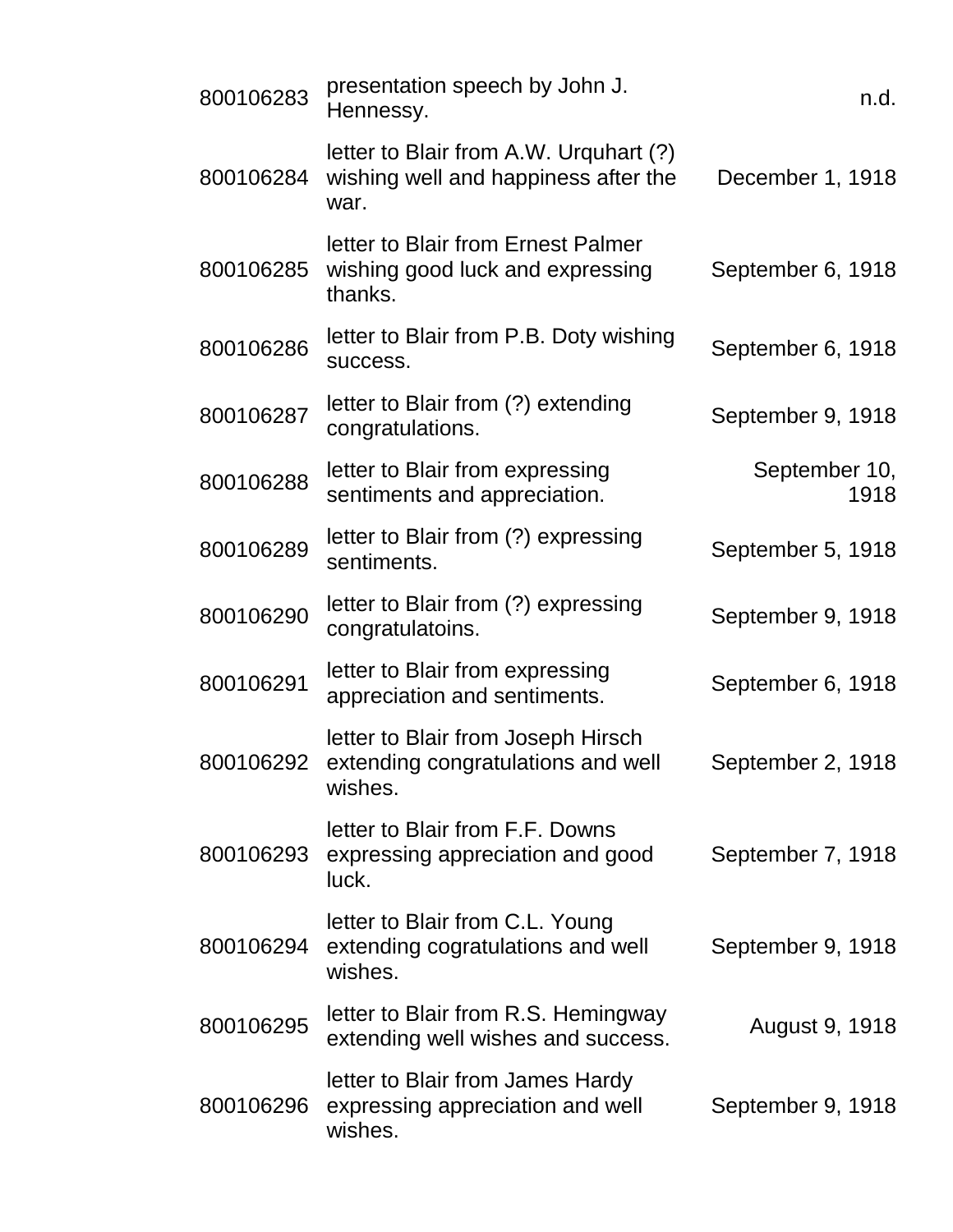| | | |
|---|---|---|
| 800106283 | presentation speech by John J. Hennessy. | n.d. |
| 800106284 | letter to Blair from A.W. Urquhart (?) wishing well and happiness after the war. | December 1, 1918 |
| 800106285 | letter to Blair from Ernest Palmer wishing good luck and expressing thanks. | September 6, 1918 |
| 800106286 | letter to Blair from P.B. Doty wishing success. | September 6, 1918 |
| 800106287 | letter to Blair from (?) extending congratulations. | September 9, 1918 |
| 800106288 | letter to Blair from expressing sentiments and appreciation. | September 10, 1918 |
| 800106289 | letter to Blair from (?) expressing sentiments. | September 5, 1918 |
| 800106290 | letter to Blair from (?) expressing congratulatoins. | September 9, 1918 |
| 800106291 | letter to Blair from expressing appreciation and sentiments. | September 6, 1918 |
| 800106292 | letter to Blair from Joseph Hirsch extending congratulations and well wishes. | September 2, 1918 |
| 800106293 | letter to Blair from F.F. Downs expressing appreciation and good luck. | September 7, 1918 |
| 800106294 | letter to Blair from C.L. Young extending cogratulations and well wishes. | September 9, 1918 |
| 800106295 | letter to Blair from R.S. Hemingway extending well wishes and success. | August 9, 1918 |
| 800106296 | letter to Blair from James Hardy expressing appreciation and well wishes. | September 9, 1918 |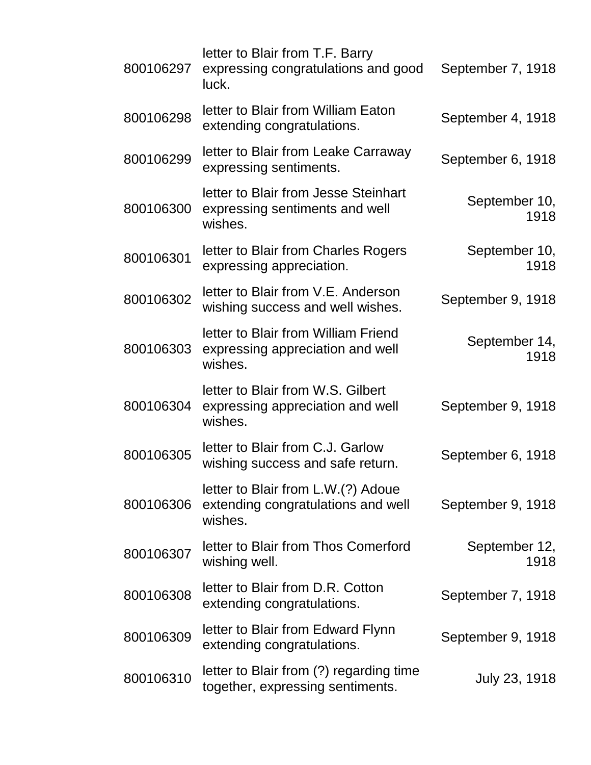| | | |
|---|---|---|
| 800106297 | letter to Blair from T.F. Barry expressing congratulations and good luck. | September 7, 1918 |
| 800106298 | letter to Blair from William Eaton extending congratulations. | September 4, 1918 |
| 800106299 | letter to Blair from Leake Carraway expressing sentiments. | September 6, 1918 |
| 800106300 | letter to Blair from Jesse Steinhart expressing sentiments and well wishes. | September 10, 1918 |
| 800106301 | letter to Blair from Charles Rogers expressing appreciation. | September 10, 1918 |
| 800106302 | letter to Blair from V.E. Anderson wishing success and well wishes. | September 9, 1918 |
| 800106303 | letter to Blair from William Friend expressing appreciation and well wishes. | September 14, 1918 |
| 800106304 | letter to Blair from W.S. Gilbert expressing appreciation and well wishes. | September 9, 1918 |
| 800106305 | letter to Blair from C.J. Garlow wishing success and safe return. | September 6, 1918 |
| 800106306 | letter to Blair from L.W.(?) Adoue extending congratulations and well wishes. | September 9, 1918 |
| 800106307 | letter to Blair from Thos Comerford wishing well. | September 12, 1918 |
| 800106308 | letter to Blair from D.R. Cotton extending congratulations. | September 7, 1918 |
| 800106309 | letter to Blair from Edward Flynn extending congratulations. | September 9, 1918 |
| 800106310 | letter to Blair from (?) regarding time together, expressing sentiments. | July 23, 1918 |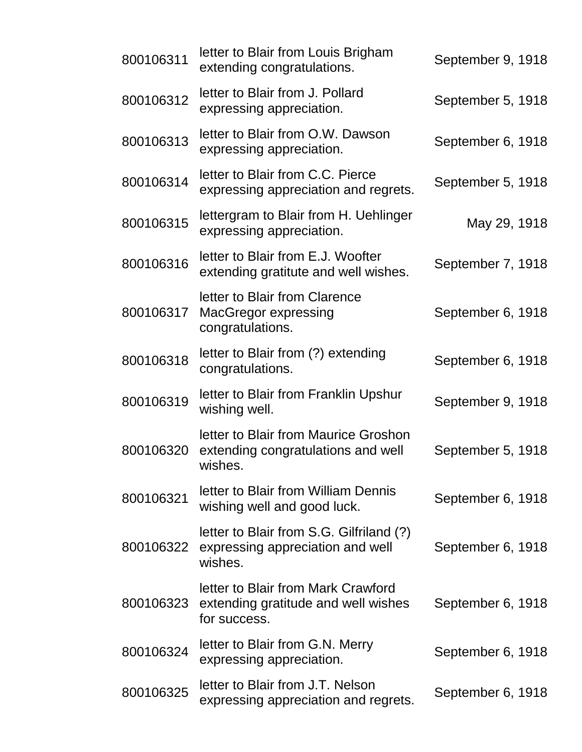| | | |
|---|---|---|
| 800106311 | letter to Blair from Louis Brigham extending congratulations. | September 9, 1918 |
| 800106312 | letter to Blair from J. Pollard expressing appreciation. | September 5, 1918 |
| 800106313 | letter to Blair from O.W. Dawson expressing appreciation. | September 6, 1918 |
| 800106314 | letter to Blair from C.C. Pierce expressing appreciation and regrets. | September 5, 1918 |
| 800106315 | lettergram to Blair from H. Uehlinger expressing appreciation. | May 29, 1918 |
| 800106316 | letter to Blair from E.J. Woofter extending gratitute and well wishes. | September 7, 1918 |
| 800106317 | letter to Blair from Clarence MacGregor expressing congratulations. | September 6, 1918 |
| 800106318 | letter to Blair from (?) extending congratulations. | September 6, 1918 |
| 800106319 | letter to Blair from Franklin Upshur wishing well. | September 9, 1918 |
| 800106320 | letter to Blair from Maurice Groshon extending congratulations and well wishes. | September 5, 1918 |
| 800106321 | letter to Blair from William Dennis wishing well and good luck. | September 6, 1918 |
| 800106322 | letter to Blair from S.G. Gilfriland (?) expressing appreciation and well wishes. | September 6, 1918 |
| 800106323 | letter to Blair from Mark Crawford extending gratitude and well wishes for success. | September 6, 1918 |
| 800106324 | letter to Blair from G.N. Merry expressing appreciation. | September 6, 1918 |
| 800106325 | letter to Blair from J.T. Nelson expressing appreciation and regrets. | September 6, 1918 |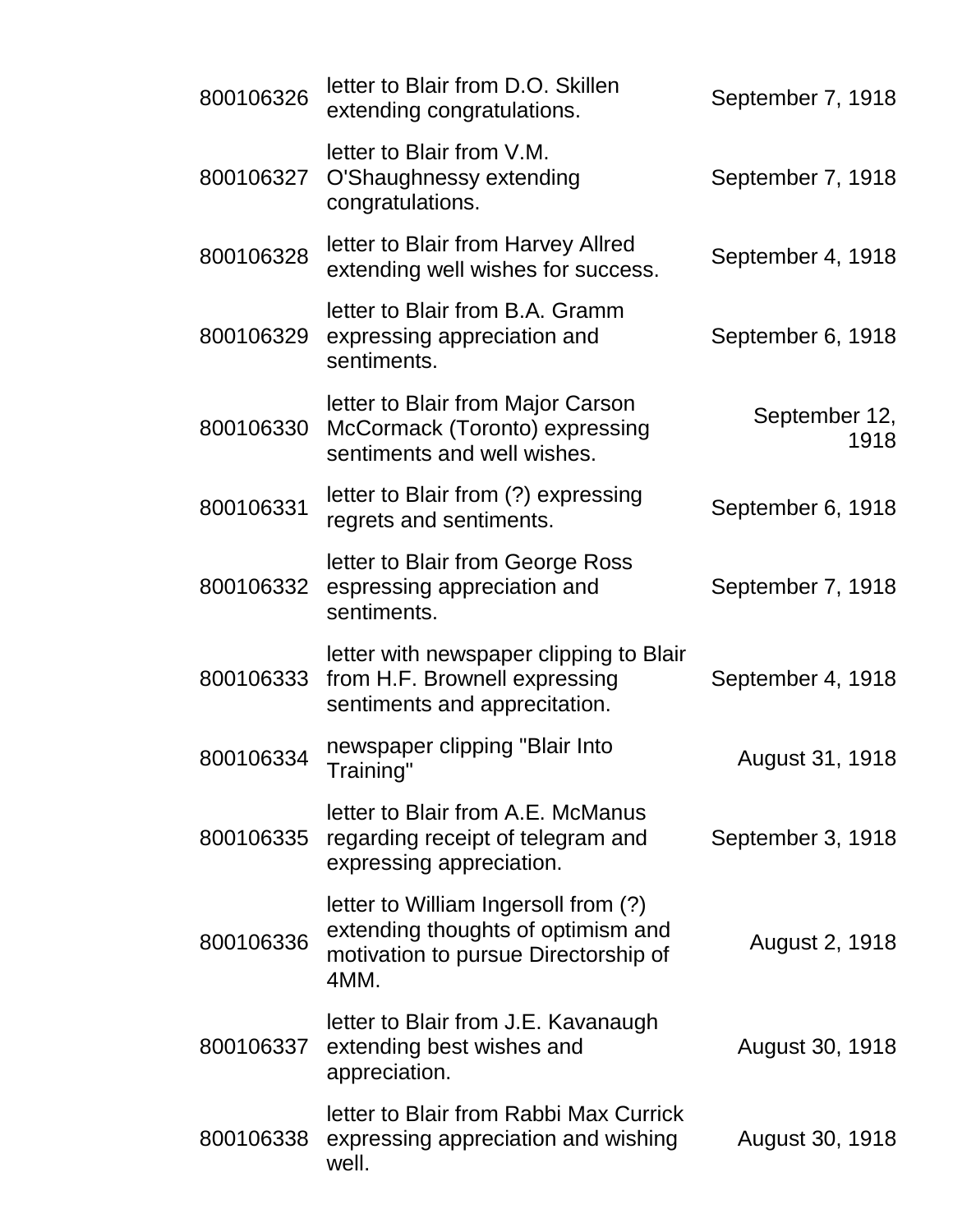| | | |
|---|---|---|
| 800106326 | letter to Blair from D.O. Skillen extending congratulations. | September 7, 1918 |
| 800106327 | letter to Blair from V.M. O'Shaughnessy extending congratulations. | September 7, 1918 |
| 800106328 | letter to Blair from Harvey Allred extending well wishes for success. | September 4, 1918 |
| 800106329 | letter to Blair from B.A. Gramm expressing appreciation and sentiments. | September 6, 1918 |
| 800106330 | letter to Blair from Major Carson McCormack (Toronto) expressing sentiments and well wishes. | September 12, 1918 |
| 800106331 | letter to Blair from (?) expressing regrets and sentiments. | September 6, 1918 |
| 800106332 | letter to Blair from George Ross espressing appreciation and sentiments. | September 7, 1918 |
| 800106333 | letter with newspaper clipping to Blair from H.F. Brownell expressing sentiments and apprecitation. | September 4, 1918 |
| 800106334 | newspaper clipping "Blair Into Training" | August 31, 1918 |
| 800106335 | letter to Blair from A.E. McManus regarding receipt of telegram and expressing appreciation. | September 3, 1918 |
| 800106336 | letter to William Ingersoll from (?) extending thoughts of optimism and motivation to pursue Directorship of 4MM. | August 2, 1918 |
| 800106337 | letter to Blair from J.E. Kavanaugh extending best wishes and appreciation. | August 30, 1918 |
| 800106338 | letter to Blair from Rabbi Max Currick expressing appreciation and wishing well. | August 30, 1918 |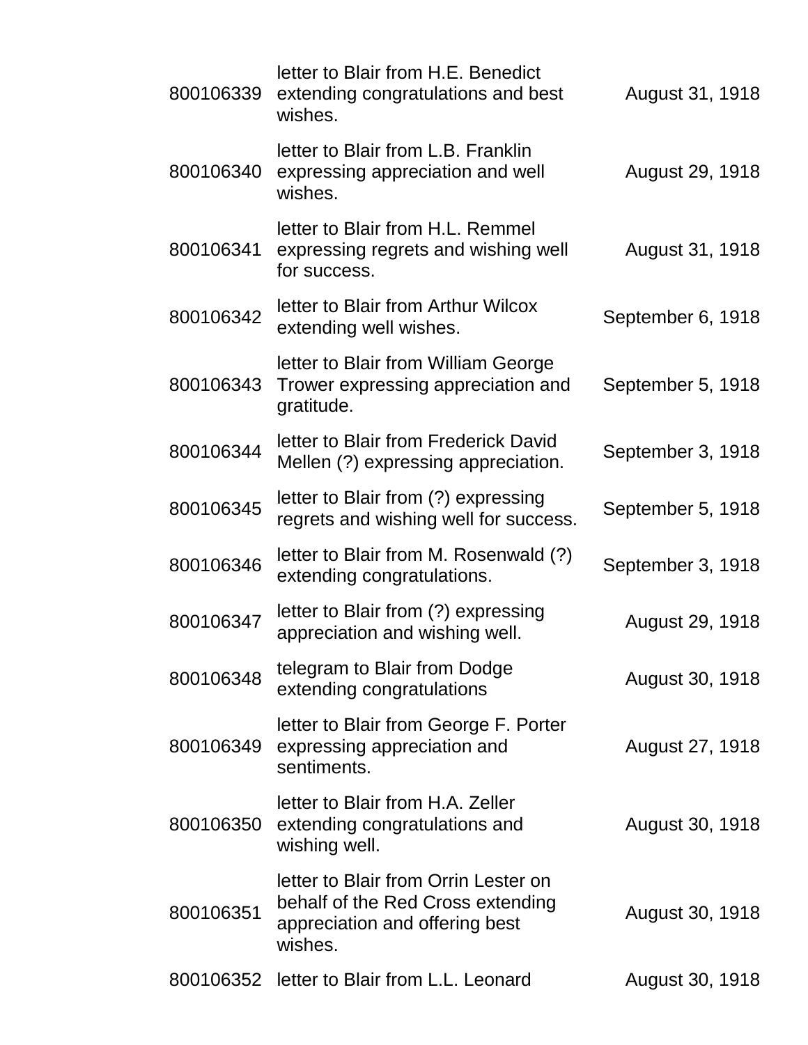| | | |
|---|---|---|
| 800106339 | letter to Blair from H.E. Benedict extending congratulations and best wishes. | August 31, 1918 |
| 800106340 | letter to Blair from L.B. Franklin expressing appreciation and well wishes. | August 29, 1918 |
| 800106341 | letter to Blair from H.L. Remmel expressing regrets and wishing well for success. | August 31, 1918 |
| 800106342 | letter to Blair from Arthur Wilcox extending well wishes. | September 6, 1918 |
| 800106343 | letter to Blair from William George Trower expressing appreciation and gratitude. | September 5, 1918 |
| 800106344 | letter to Blair from Frederick David Mellen (?) expressing appreciation. | September 3, 1918 |
| 800106345 | letter to Blair from (?) expressing regrets and wishing well for success. | September 5, 1918 |
| 800106346 | letter to Blair from M. Rosenwald (?) extending congratulations. | September 3, 1918 |
| 800106347 | letter to Blair from (?) expressing appreciation and wishing well. | August 29, 1918 |
| 800106348 | telegram to Blair from Dodge extending congratulations | August 30, 1918 |
| 800106349 | letter to Blair from George F. Porter expressing appreciation and sentiments. | August 27, 1918 |
| 800106350 | letter to Blair from H.A. Zeller extending congratulations and wishing well. | August 30, 1918 |
| 800106351 | letter to Blair from Orrin Lester on behalf of the Red Cross extending appreciation and offering best wishes. | August 30, 1918 |
| 800106352 | letter to Blair from L.L. Leonard | August 30, 1918 |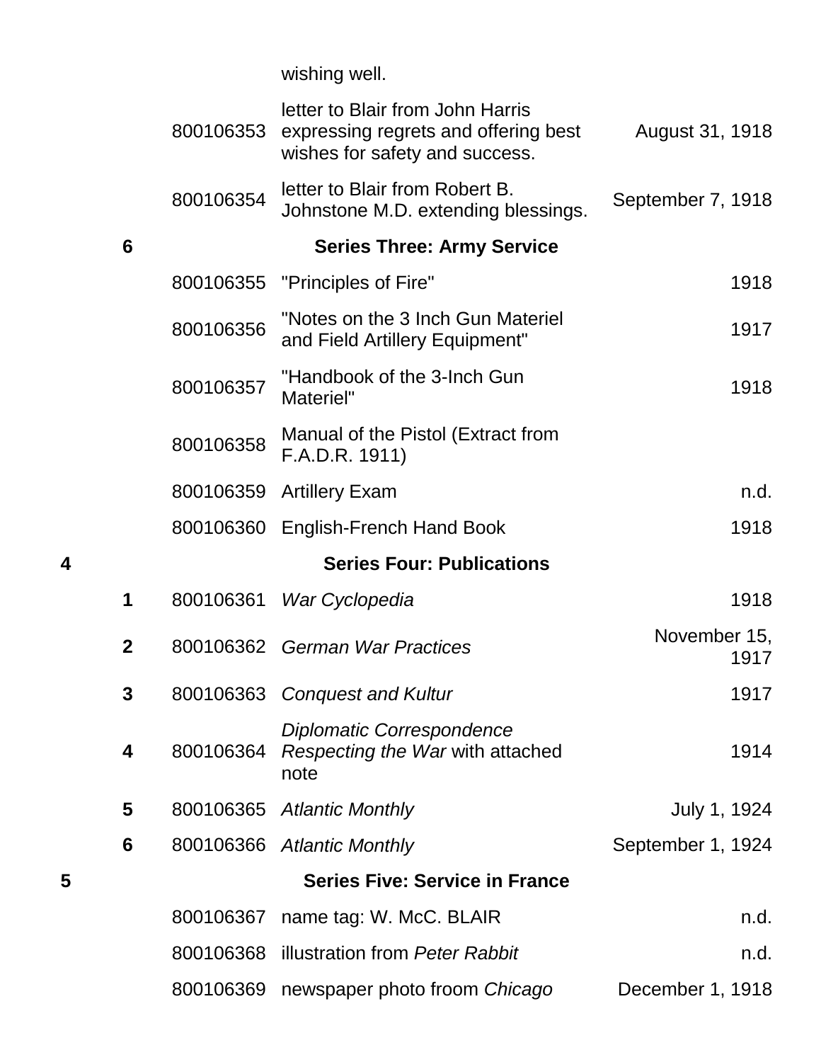| Box | Folder | ID | Description | Date |
|---|---|---|---|---|
| | | | wishing well. | |
| | | 800106353 | letter to Blair from John Harris expressing regrets and offering best wishes for safety and success. | August 31, 1918 |
| | | 800106354 | letter to Blair from Robert B. Johnstone M.D. extending blessings. | September 7, 1918 |
| | **6** | | **Series Three: Army Service** | |
| | | 800106355 | "Principles of Fire" | 1918 |
| | | 800106356 | "Notes on the 3 Inch Gun Materiel and Field Artillery Equipment" | 1917 |
| | | 800106357 | "Handbook of the 3-Inch Gun Materiel" | 1918 |
| | | 800106358 | Manual of the Pistol (Extract from F.A.D.R. 1911) | |
| | | 800106359 | Artillery Exam | n.d. |
| | | 800106360 | English-French Hand Book | 1918 |
| **4** | | | **Series Four: Publications** | |
| | **1** | 800106361 | *War Cyclopedia* | 1918 |
| | **2** | 800106362 | *German War Practices* | November 15, 1917 |
| | **3** | 800106363 | *Conquest and Kultur* | 1917 |
| | **4** | 800106364 | *Diplomatic Correspondence Respecting the War* with attached note | 1914 |
| | **5** | 800106365 | *Atlantic Monthly* | July 1, 1924 |
| | **6** | 800106366 | *Atlantic Monthly* | September 1, 1924 |
| **5** | | | **Series Five: Service in France** | |
| | | 800106367 | name tag: W. McC. BLAIR | n.d. |
| | | 800106368 | illustration from *Peter Rabbit* | n.d. |
| | | 800106369 | newspaper photo froom *Chicago* | December 1, 1918 |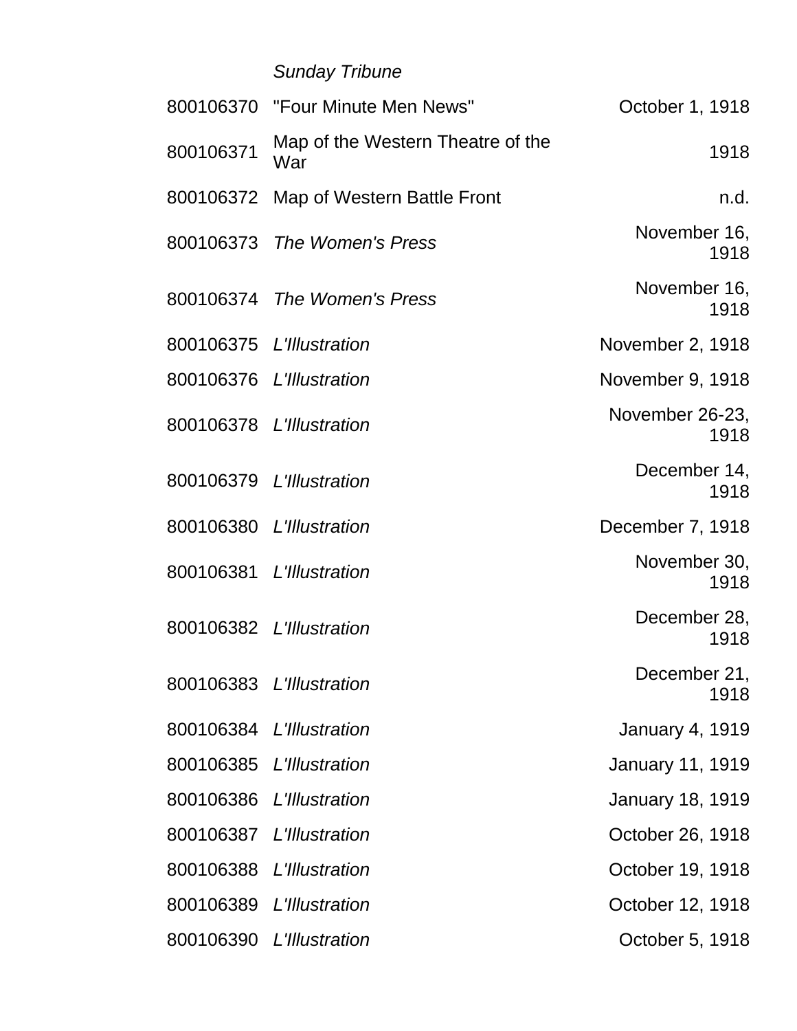| | | |
|---|---|---|
| | *Sunday Tribune* | |
| 800106370 | "Four Minute Men News" | October 1, 1918 |
| 800106371 | Map of the Western Theatre of the War | 1918 |
| 800106372 | Map of Western Battle Front | n.d. |
| 800106373 | *The Women's Press* | November 16, 1918 |
| 800106374 | *The Women's Press* | November 16, 1918 |
| 800106375 | *L'Illustration* | November 2, 1918 |
| 800106376 | *L'Illustration* | November 9, 1918 |
| 800106378 | *L'Illustration* | November 26-23, 1918 |
| 800106379 | *L'Illustration* | December 14, 1918 |
| 800106380 | *L'Illustration* | December 7, 1918 |
| 800106381 | *L'Illustration* | November 30, 1918 |
| 800106382 | *L'Illustration* | December 28, 1918 |
| 800106383 | *L'Illustration* | December 21, 1918 |
| 800106384 | *L'Illustration* | January 4, 1919 |
| 800106385 | *L'Illustration* | January 11, 1919 |
| 800106386 | *L'Illustration* | January 18, 1919 |
| 800106387 | *L'Illustration* | October 26, 1918 |
| 800106388 | *L'Illustration* | October 19, 1918 |
| 800106389 | *L'Illustration* | October 12, 1918 |
| 800106390 | *L'Illustration* | October 5, 1918 |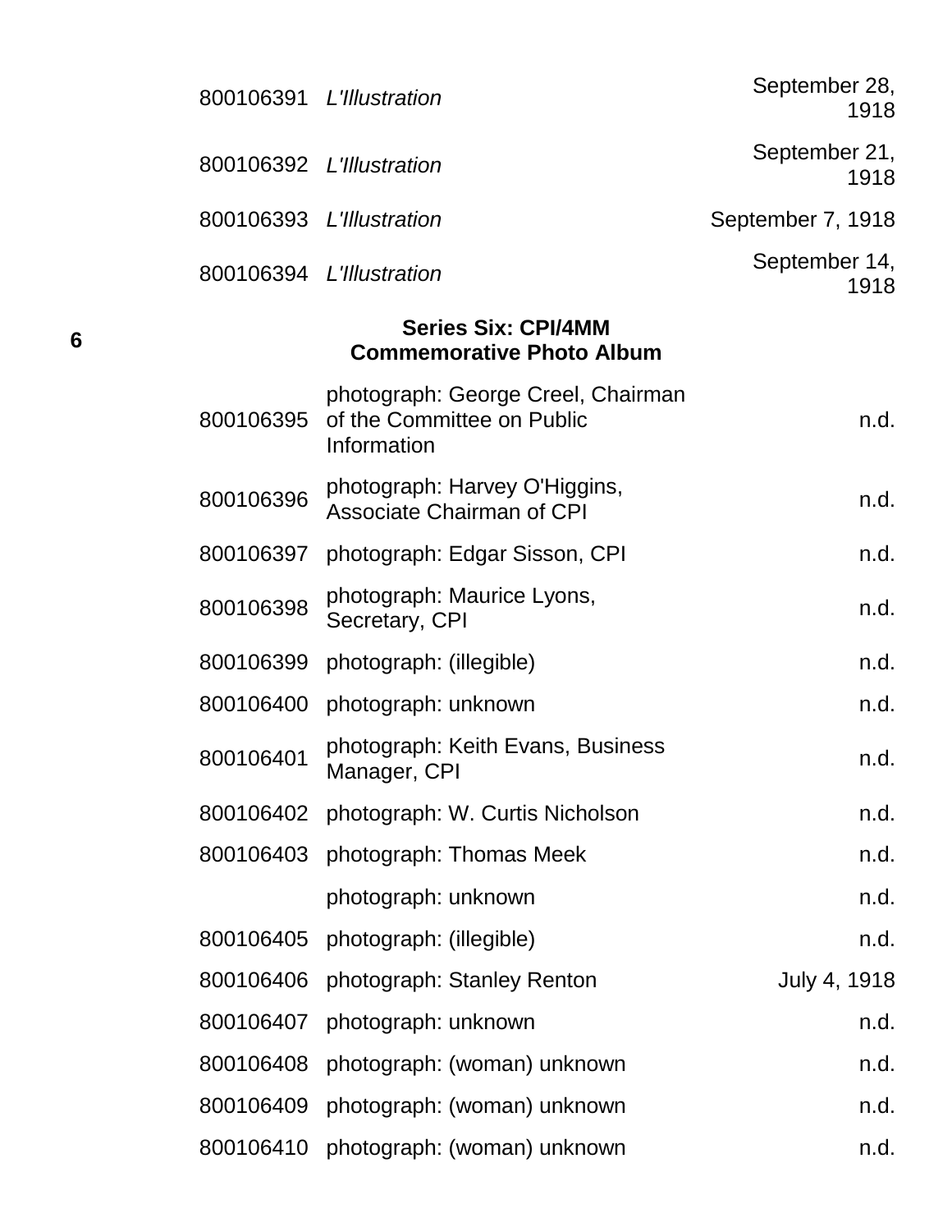| | | |
|---|---|---|
| 800106391 | *L'Illustration* | September 28, 1918 |
| 800106392 | *L'Illustration* | September 21, 1918 |
| 800106393 | *L'Illustration* | September 7, 1918 |
| 800106394 | *L'Illustration* | September 14, 1918 |

6

## Series Six: CPI/4MM Commemorative Photo Album

| | | |
|---|---|---|
| 800106395 | photograph: George Creel, Chairman of the Committee on Public Information | n.d. |
| 800106396 | photograph: Harvey O'Higgins, Associate Chairman of CPI | n.d. |
| 800106397 | photograph: Edgar Sisson, CPI | n.d. |
| 800106398 | photograph: Maurice Lyons, Secretary, CPI | n.d. |
| 800106399 | photograph: (illegible) | n.d. |
| 800106400 | photograph: unknown | n.d. |
| 800106401 | photograph: Keith Evans, Business Manager, CPI | n.d. |
| 800106402 | photograph: W. Curtis Nicholson | n.d. |
| 800106403 | photograph: Thomas Meek | n.d. |
| | photograph: unknown | n.d. |
| 800106405 | photograph: (illegible) | n.d. |
| 800106406 | photograph: Stanley Renton | July 4, 1918 |
| 800106407 | photograph: unknown | n.d. |
| 800106408 | photograph: (woman) unknown | n.d. |
| 800106409 | photograph: (woman) unknown | n.d. |
| 800106410 | photograph: (woman) unknown | n.d. |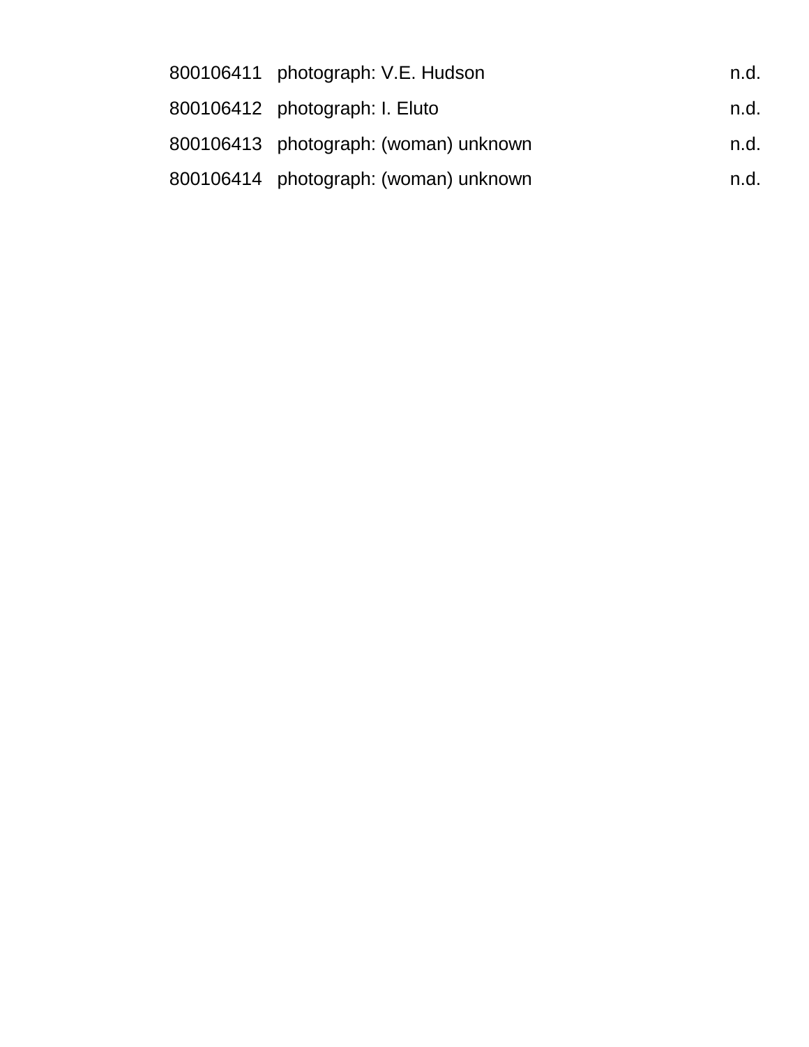| | | |
|---|---|---|
| 800106411 | photograph: V.E. Hudson | n.d. |
| 800106412 | photograph: I. Eluto | n.d. |
| 800106413 | photograph: (woman) unknown | n.d. |
| 800106414 | photograph: (woman) unknown | n.d. |